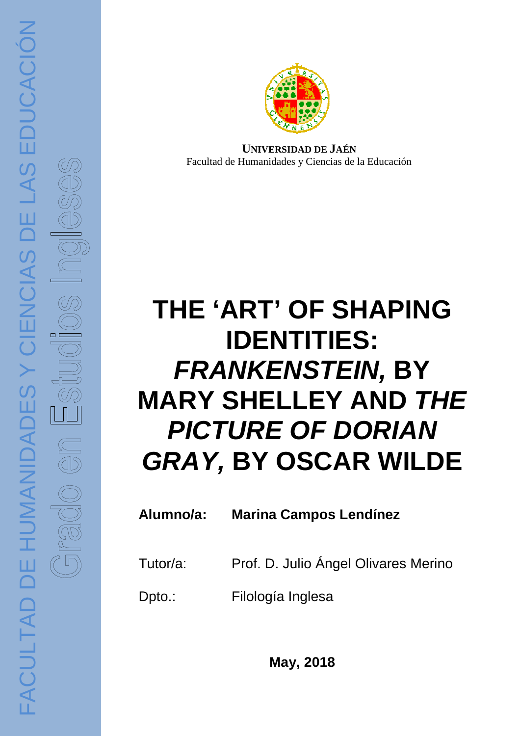FACULTAD DE HUMANIDADES Y CIENCIAS DE LAS EDUCACIÓN

Grado en Estudios Ingleses

**UNIVERSIDAD DE JAÉN**
Facultad de Humanidades y Ciencias de la Educación

# THE 'ART' OF SHAPING IDENTITIES: *FRANKENSTEIN,* BY MARY SHELLEY AND *THE PICTURE OF DORIAN GRAY,* BY OSCAR WILDE

**Alumno/a:** **Marina Campos Lendínez**

Tutor/a: Prof. D. Julio Ángel Olivares Merino

Dpto.: Filología Inglesa

**May, 2018**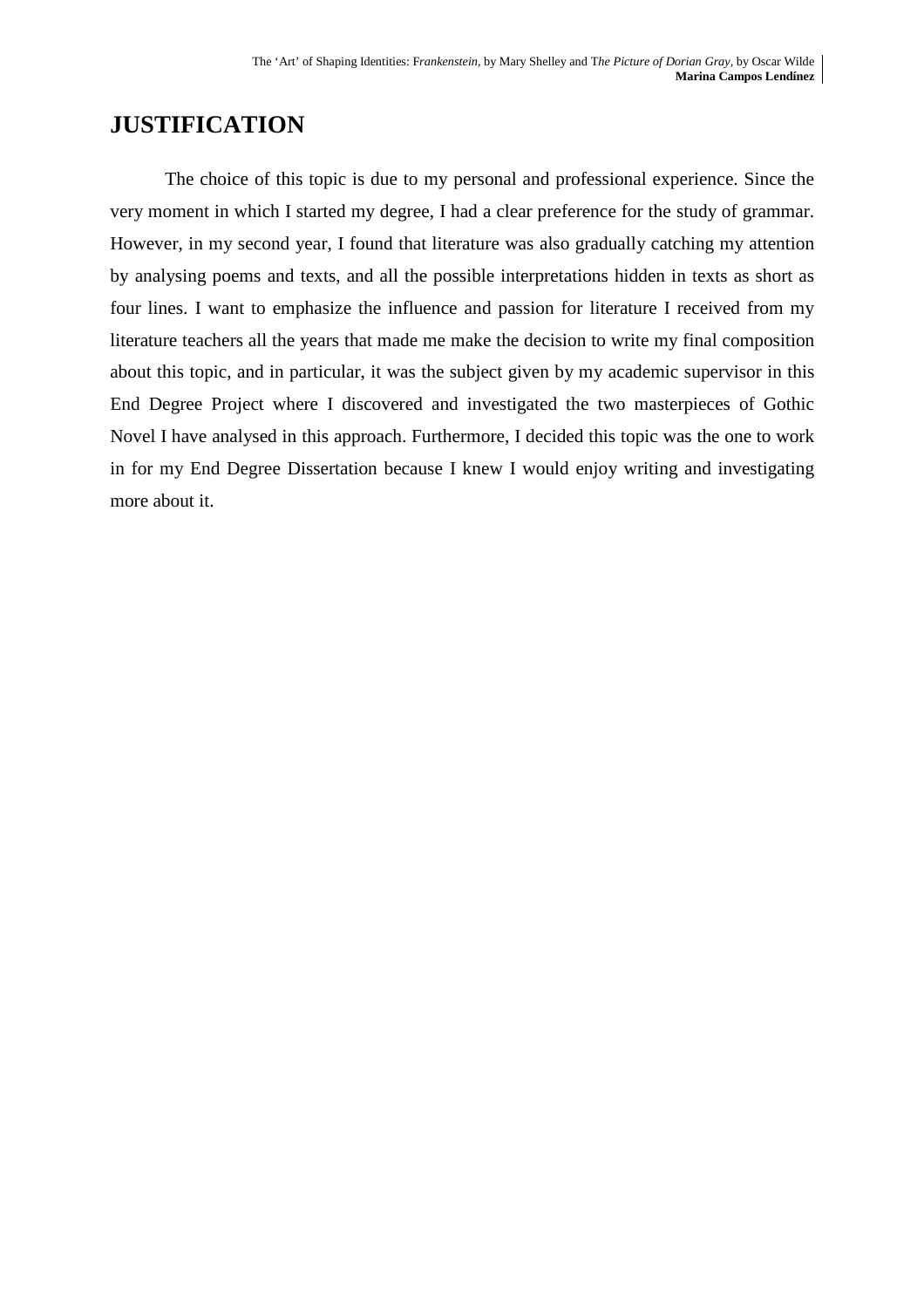# JUSTIFICATION

The choice of this topic is due to my personal and professional experience. Since the very moment in which I started my degree, I had a clear preference for the study of grammar. However, in my second year, I found that literature was also gradually catching my attention by analysing poems and texts, and all the possible interpretations hidden in texts as short as four lines. I want to emphasize the influence and passion for literature I received from my literature teachers all the years that made me make the decision to write my final composition about this topic, and in particular, it was the subject given by my academic supervisor in this End Degree Project where I discovered and investigated the two masterpieces of Gothic Novel I have analysed in this approach. Furthermore, I decided this topic was the one to work in for my End Degree Dissertation because I knew I would enjoy writing and investigating more about it.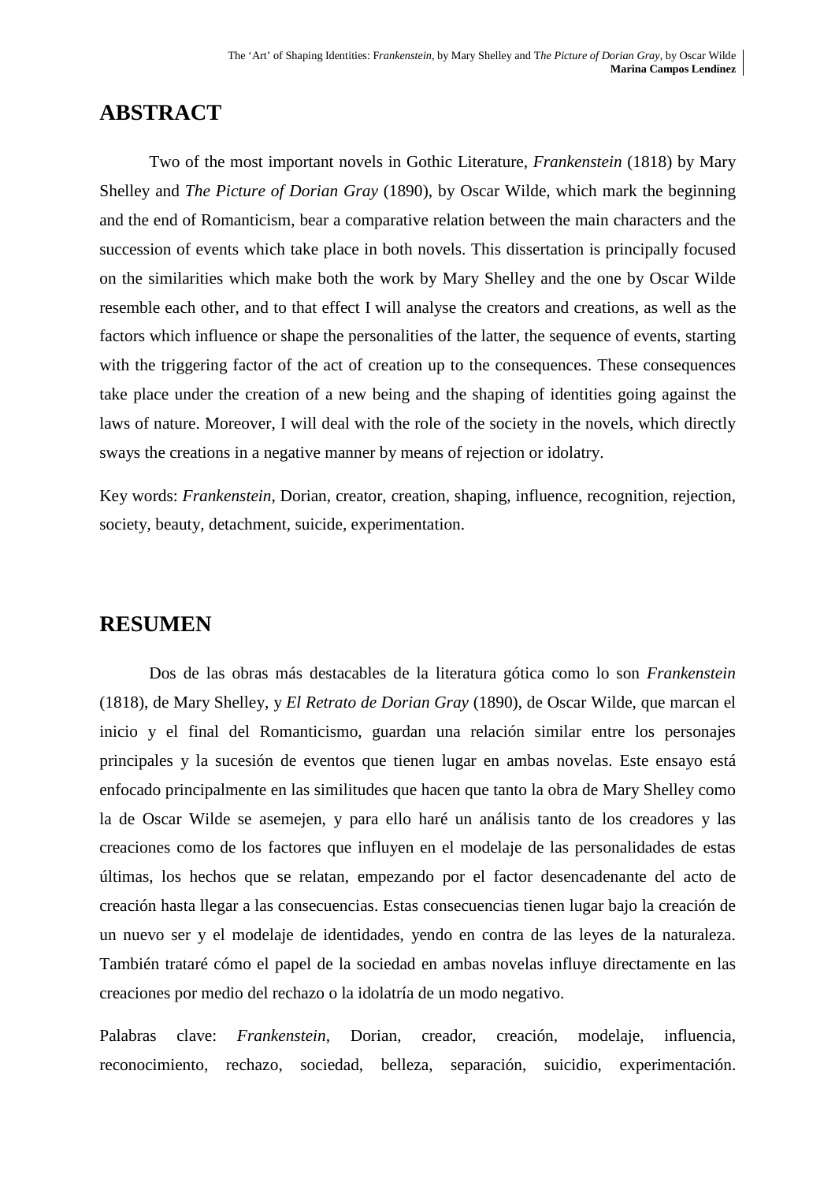# ABSTRACT

Two of the most important novels in Gothic Literature, *Frankenstein* (1818) by Mary Shelley and *The Picture of Dorian Gray* (1890), by Oscar Wilde, which mark the beginning and the end of Romanticism, bear a comparative relation between the main characters and the succession of events which take place in both novels. This dissertation is principally focused on the similarities which make both the work by Mary Shelley and the one by Oscar Wilde resemble each other, and to that effect I will analyse the creators and creations, as well as the factors which influence or shape the personalities of the latter, the sequence of events, starting with the triggering factor of the act of creation up to the consequences. These consequences take place under the creation of a new being and the shaping of identities going against the laws of nature. Moreover, I will deal with the role of the society in the novels, which directly sways the creations in a negative manner by means of rejection or idolatry.

Key words: *Frankenstein*, Dorian, creator, creation, shaping, influence, recognition, rejection, society, beauty, detachment, suicide, experimentation.

# RESUMEN

Dos de las obras más destacables de la literatura gótica como lo son *Frankenstein* (1818), de Mary Shelley, y *El Retrato de Dorian Gray* (1890), de Oscar Wilde, que marcan el inicio y el final del Romanticismo, guardan una relación similar entre los personajes principales y la sucesión de eventos que tienen lugar en ambas novelas. Este ensayo está enfocado principalmente en las similitudes que hacen que tanto la obra de Mary Shelley como la de Oscar Wilde se asemejen, y para ello haré un análisis tanto de los creadores y las creaciones como de los factores que influyen en el modelaje de las personalidades de estas últimas, los hechos que se relatan, empezando por el factor desencadenante del acto de creación hasta llegar a las consecuencias. Estas consecuencias tienen lugar bajo la creación de un nuevo ser y el modelaje de identidades, yendo en contra de las leyes de la naturaleza. También trataré cómo el papel de la sociedad en ambas novelas influye directamente en las creaciones por medio del rechazo o la idolatría de un modo negativo.

Palabras clave: *Frankenstein*, Dorian, creador, creación, modelaje, influencia, reconocimiento, rechazo, sociedad, belleza, separación, suicidio, experimentación.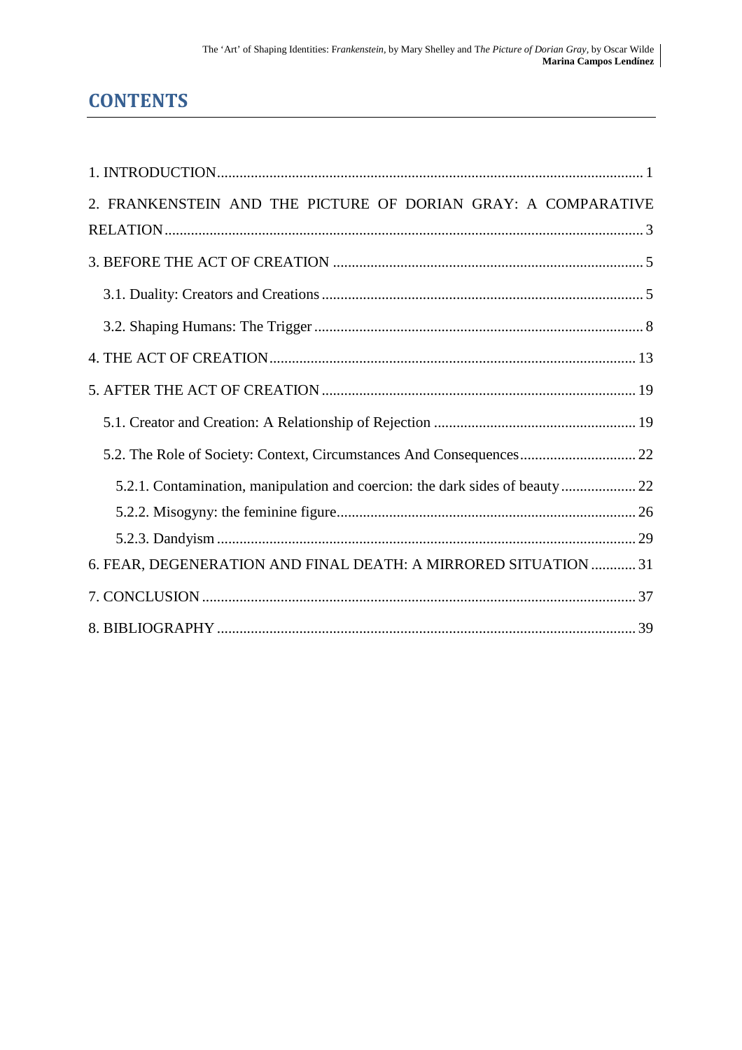# CONTENTS

1. INTRODUCTION .......... 1

2. FRANKENSTEIN AND THE PICTURE OF DORIAN GRAY: A COMPARATIVE RELATION .......... 3

3. BEFORE THE ACT OF CREATION .......... 5

   3.1. Duality: Creators and Creations .......... 5

   3.2. Shaping Humans: The Trigger .......... 8

4. THE ACT OF CREATION .......... 13

5. AFTER THE ACT OF CREATION .......... 19

   5.1. Creator and Creation: A Relationship of Rejection .......... 19

   5.2. The Role of Society: Context, Circumstances And Consequences .......... 22

      5.2.1. Contamination, manipulation and coercion: the dark sides of beauty .......... 22

      5.2.2. Misogyny: the feminine figure .......... 26

      5.2.3. Dandyism .......... 29

6. FEAR, DEGENERATION AND FINAL DEATH: A MIRRORED SITUATION .......... 31

7. CONCLUSION .......... 37

8. BIBLIOGRAPHY .......... 39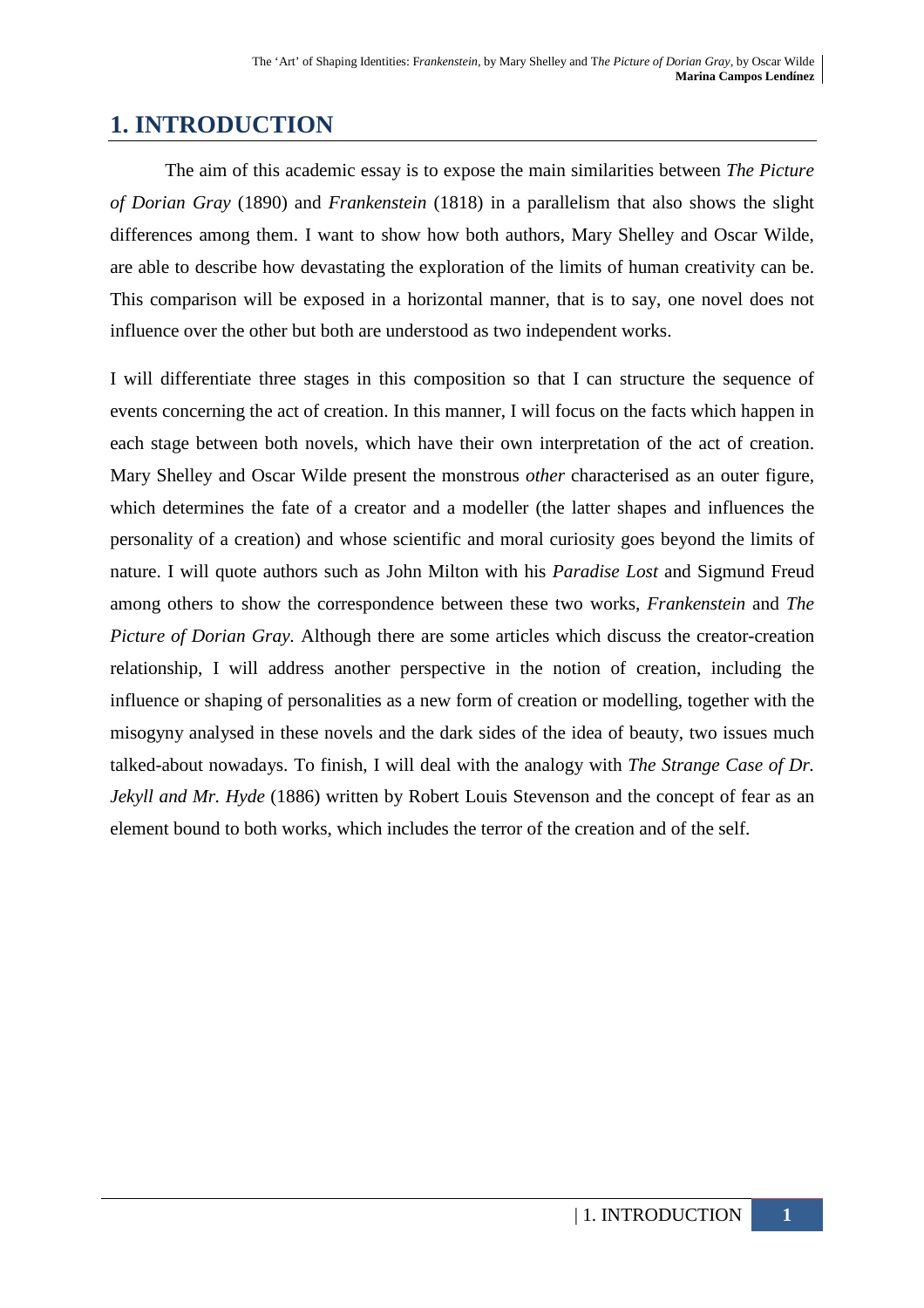# 1. INTRODUCTION

The aim of this academic essay is to expose the main similarities between *The Picture of Dorian Gray* (1890) and *Frankenstein* (1818) in a parallelism that also shows the slight differences among them. I want to show how both authors, Mary Shelley and Oscar Wilde, are able to describe how devastating the exploration of the limits of human creativity can be. This comparison will be exposed in a horizontal manner, that is to say, one novel does not influence over the other but both are understood as two independent works.

I will differentiate three stages in this composition so that I can structure the sequence of events concerning the act of creation. In this manner, I will focus on the facts which happen in each stage between both novels, which have their own interpretation of the act of creation. Mary Shelley and Oscar Wilde present the monstrous *other* characterised as an outer figure, which determines the fate of a creator and a modeller (the latter shapes and influences the personality of a creation) and whose scientific and moral curiosity goes beyond the limits of nature. I will quote authors such as John Milton with his *Paradise Lost* and Sigmund Freud among others to show the correspondence between these two works, *Frankenstein* and *The Picture of Dorian Gray.* Although there are some articles which discuss the creator-creation relationship, I will address another perspective in the notion of creation, including the influence or shaping of personalities as a new form of creation or modelling, together with the misogyny analysed in these novels and the dark sides of the idea of beauty, two issues much talked-about nowadays. To finish, I will deal with the analogy with *The Strange Case of Dr. Jekyll and Mr. Hyde* (1886) written by Robert Louis Stevenson and the concept of fear as an element bound to both works, which includes the terror of the creation and of the self.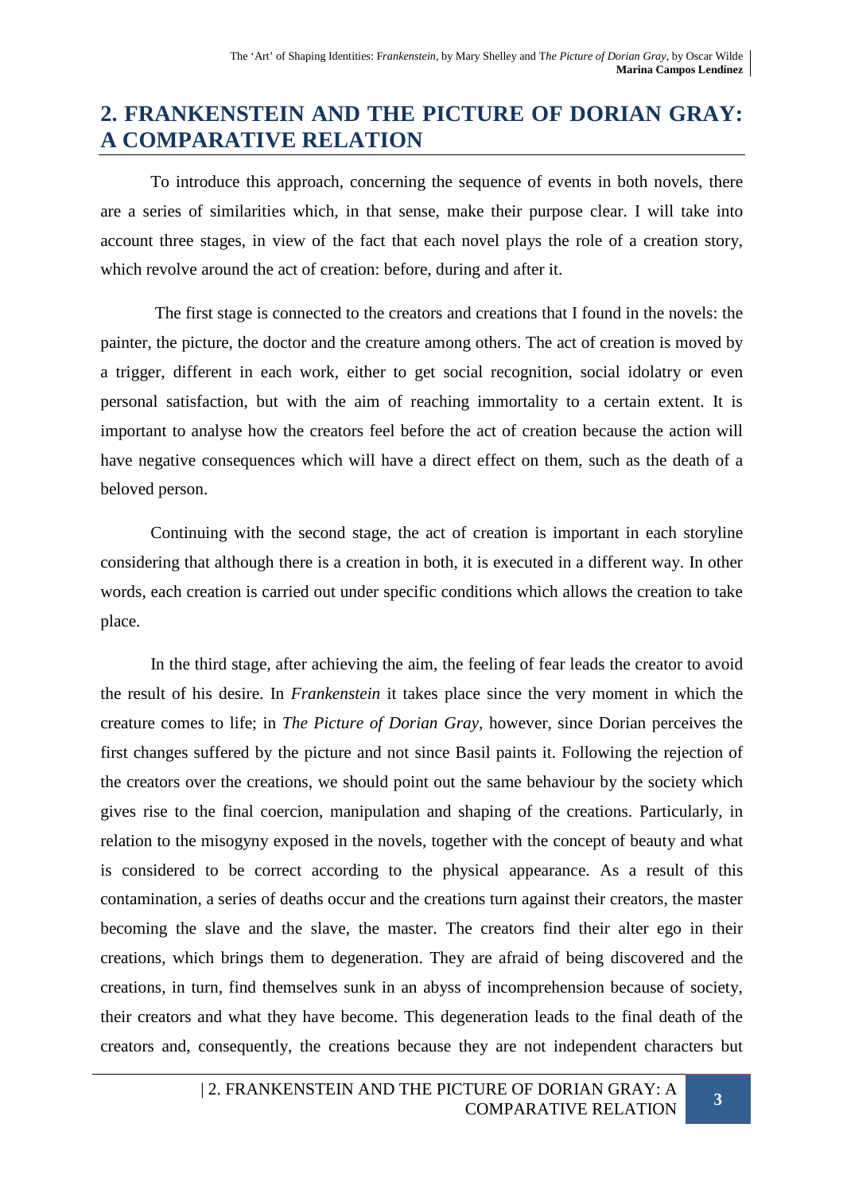## 2. FRANKENSTEIN AND THE PICTURE OF DORIAN GRAY: A COMPARATIVE RELATION

To introduce this approach, concerning the sequence of events in both novels, there are a series of similarities which, in that sense, make their purpose clear. I will take into account three stages, in view of the fact that each novel plays the role of a creation story, which revolve around the act of creation: before, during and after it.

The first stage is connected to the creators and creations that I found in the novels: the painter, the picture, the doctor and the creature among others. The act of creation is moved by a trigger, different in each work, either to get social recognition, social idolatry or even personal satisfaction, but with the aim of reaching immortality to a certain extent. It is important to analyse how the creators feel before the act of creation because the action will have negative consequences which will have a direct effect on them, such as the death of a beloved person.

Continuing with the second stage, the act of creation is important in each storyline considering that although there is a creation in both, it is executed in a different way. In other words, each creation is carried out under specific conditions which allows the creation to take place.

In the third stage, after achieving the aim, the feeling of fear leads the creator to avoid the result of his desire. In *Frankenstein* it takes place since the very moment in which the creature comes to life; in *The Picture of Dorian Gray*, however, since Dorian perceives the first changes suffered by the picture and not since Basil paints it. Following the rejection of the creators over the creations, we should point out the same behaviour by the society which gives rise to the final coercion, manipulation and shaping of the creations. Particularly, in relation to the misogyny exposed in the novels, together with the concept of beauty and what is considered to be correct according to the physical appearance. As a result of this contamination, a series of deaths occur and the creations turn against their creators, the master becoming the slave and the slave, the master. The creators find their alter ego in their creations, which brings them to degeneration. They are afraid of being discovered and the creations, in turn, find themselves sunk in an abyss of incomprehension because of society, their creators and what they have become. This degeneration leads to the final death of the creators and, consequently, the creations because they are not independent characters but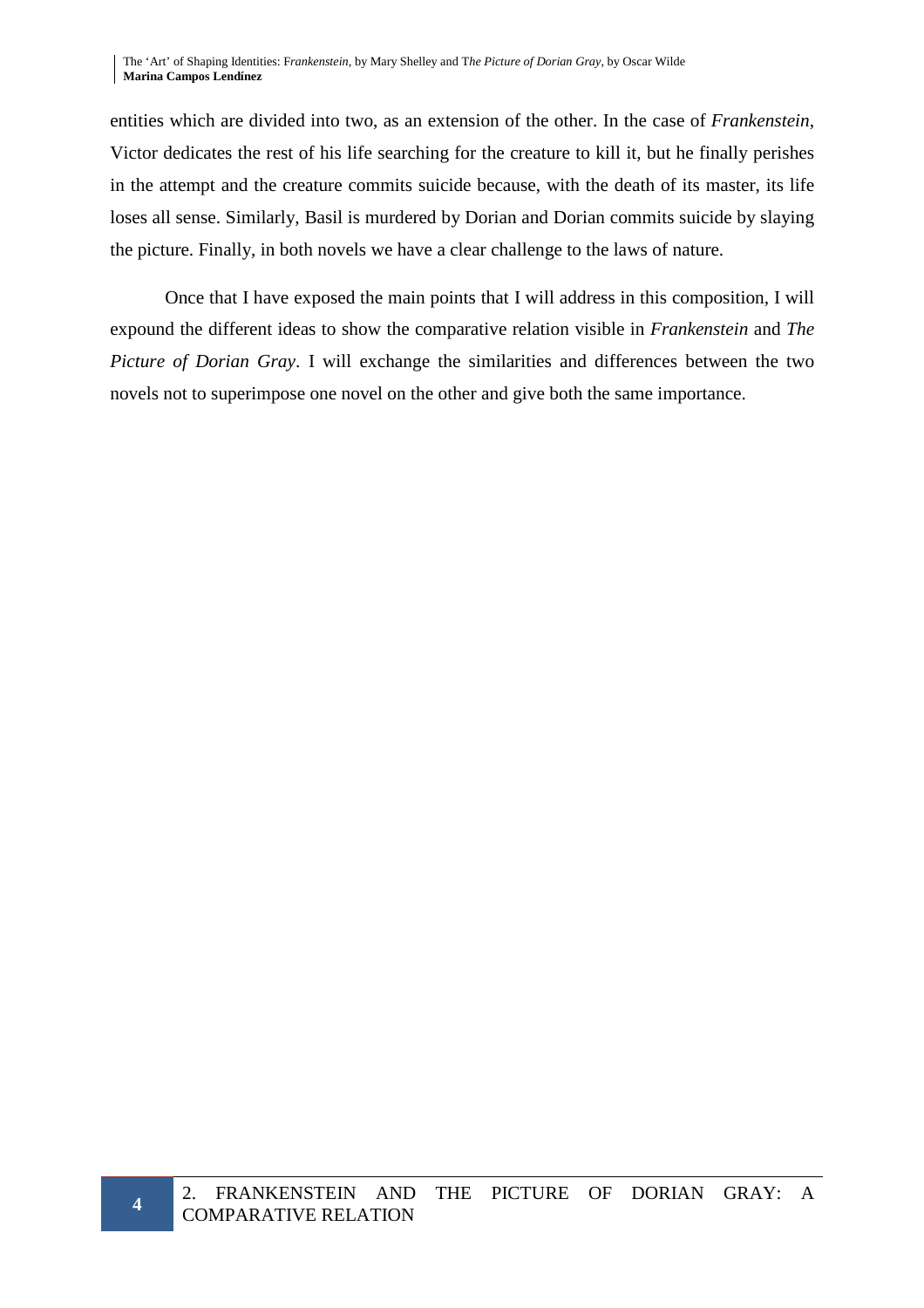entities which are divided into two, as an extension of the other. In the case of *Frankenstein*, Victor dedicates the rest of his life searching for the creature to kill it, but he finally perishes in the attempt and the creature commits suicide because, with the death of its master, its life loses all sense. Similarly, Basil is murdered by Dorian and Dorian commits suicide by slaying the picture. Finally, in both novels we have a clear challenge to the laws of nature.

Once that I have exposed the main points that I will address in this composition, I will expound the different ideas to show the comparative relation visible in *Frankenstein* and *The Picture of Dorian Gray*. I will exchange the similarities and differences between the two novels not to superimpose one novel on the other and give both the same importance.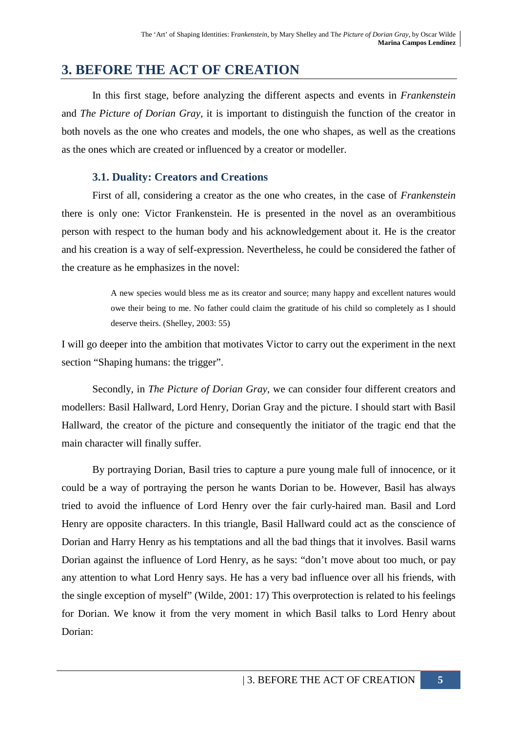# 3. BEFORE THE ACT OF CREATION

In this first stage, before analyzing the different aspects and events in *Frankenstein* and *The Picture of Dorian Gray*, it is important to distinguish the function of the creator in both novels as the one who creates and models, the one who shapes, as well as the creations as the ones which are created or influenced by a creator or modeller.

## 3.1. Duality: Creators and Creations

First of all, considering a creator as the one who creates, in the case of *Frankenstein* there is only one: Victor Frankenstein. He is presented in the novel as an overambitious person with respect to the human body and his acknowledgement about it. He is the creator and his creation is a way of self-expression. Nevertheless, he could be considered the father of the creature as he emphasizes in the novel:

> A new species would bless me as its creator and source; many happy and excellent natures would owe their being to me. No father could claim the gratitude of his child so completely as I should deserve theirs. (Shelley, 2003: 55)

I will go deeper into the ambition that motivates Victor to carry out the experiment in the next section "Shaping humans: the trigger".

Secondly, in *The Picture of Dorian Gray*, we can consider four different creators and modellers: Basil Hallward, Lord Henry, Dorian Gray and the picture. I should start with Basil Hallward, the creator of the picture and consequently the initiator of the tragic end that the main character will finally suffer.

By portraying Dorian, Basil tries to capture a pure young male full of innocence, or it could be a way of portraying the person he wants Dorian to be. However, Basil has always tried to avoid the influence of Lord Henry over the fair curly-haired man. Basil and Lord Henry are opposite characters. In this triangle, Basil Hallward could act as the conscience of Dorian and Harry Henry as his temptations and all the bad things that it involves. Basil warns Dorian against the influence of Lord Henry, as he says: "don't move about too much, or pay any attention to what Lord Henry says. He has a very bad influence over all his friends, with the single exception of myself" (Wilde, 2001: 17) This overprotection is related to his feelings for Dorian. We know it from the very moment in which Basil talks to Lord Henry about Dorian: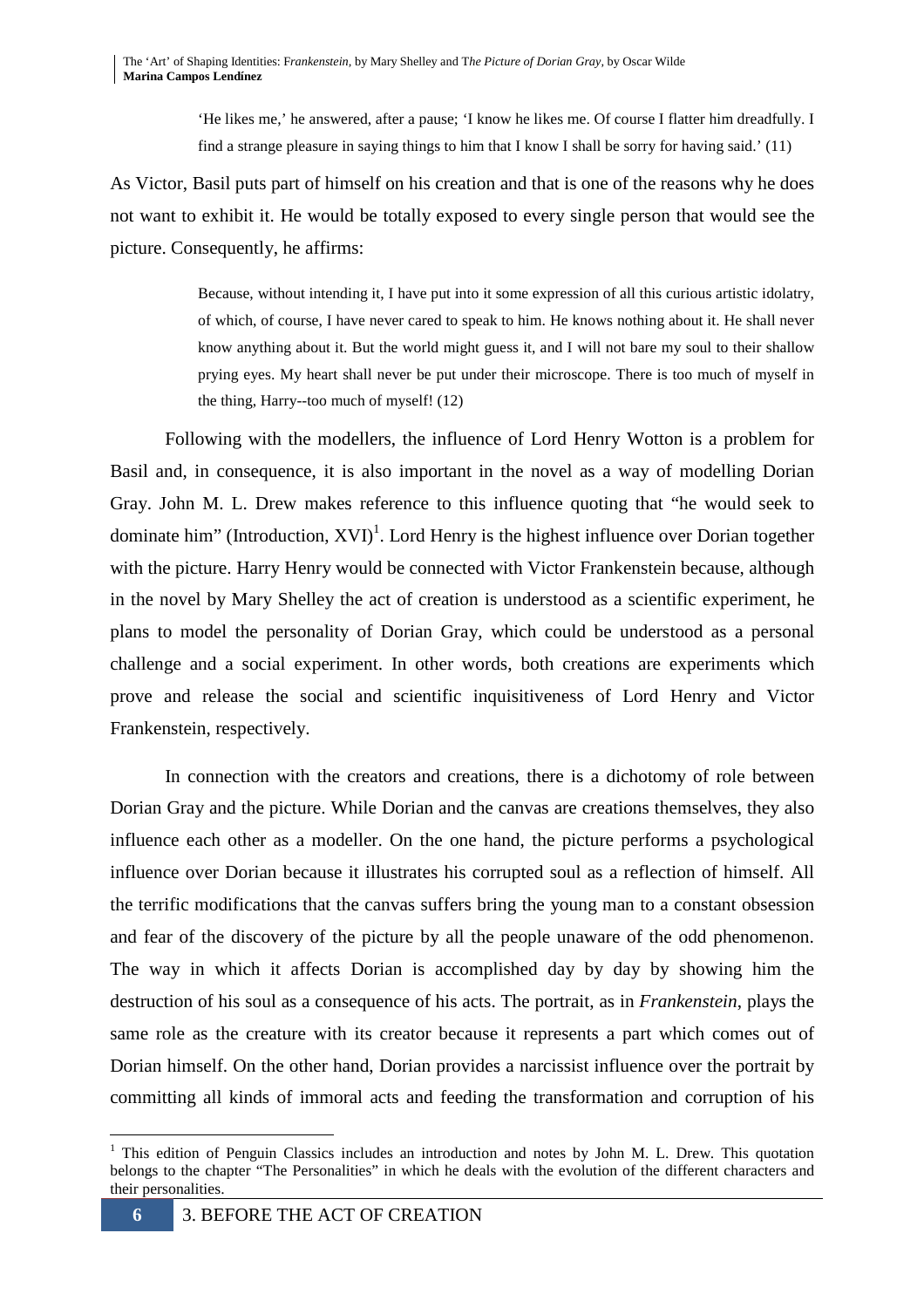> 'He likes me,' he answered, after a pause; 'I know he likes me. Of course I flatter him dreadfully. I find a strange pleasure in saying things to him that I know I shall be sorry for having said.' (11)

As Victor, Basil puts part of himself on his creation and that is one of the reasons why he does not want to exhibit it. He would be totally exposed to every single person that would see the picture. Consequently, he affirms:

> Because, without intending it, I have put into it some expression of all this curious artistic idolatry, of which, of course, I have never cared to speak to him. He knows nothing about it. He shall never know anything about it. But the world might guess it, and I will not bare my soul to their shallow prying eyes. My heart shall never be put under their microscope. There is too much of myself in the thing, Harry--too much of myself! (12)

Following with the modellers, the influence of Lord Henry Wotton is a problem for Basil and, in consequence, it is also important in the novel as a way of modelling Dorian Gray. John M. L. Drew makes reference to this influence quoting that "he would seek to dominate him" (Introduction, XVI)[1]. Lord Henry is the highest influence over Dorian together with the picture. Harry Henry would be connected with Victor Frankenstein because, although in the novel by Mary Shelley the act of creation is understood as a scientific experiment, he plans to model the personality of Dorian Gray, which could be understood as a personal challenge and a social experiment. In other words, both creations are experiments which prove and release the social and scientific inquisitiveness of Lord Henry and Victor Frankenstein, respectively.

In connection with the creators and creations, there is a dichotomy of role between Dorian Gray and the picture. While Dorian and the canvas are creations themselves, they also influence each other as a modeller. On the one hand, the picture performs a psychological influence over Dorian because it illustrates his corrupted soul as a reflection of himself. All the terrific modifications that the canvas suffers bring the young man to a constant obsession and fear of the discovery of the picture by all the people unaware of the odd phenomenon. The way in which it affects Dorian is accomplished day by day by showing him the destruction of his soul as a consequence of his acts. The portrait, as in *Frankenstein*, plays the same role as the creature with its creator because it represents a part which comes out of Dorian himself. On the other hand, Dorian provides a narcissist influence over the portrait by committing all kinds of immoral acts and feeding the transformation and corruption of his

[1] This edition of Penguin Classics includes an introduction and notes by John M. L. Drew. This quotation belongs to the chapter "The Personalities" in which he deals with the evolution of the different characters and their personalities.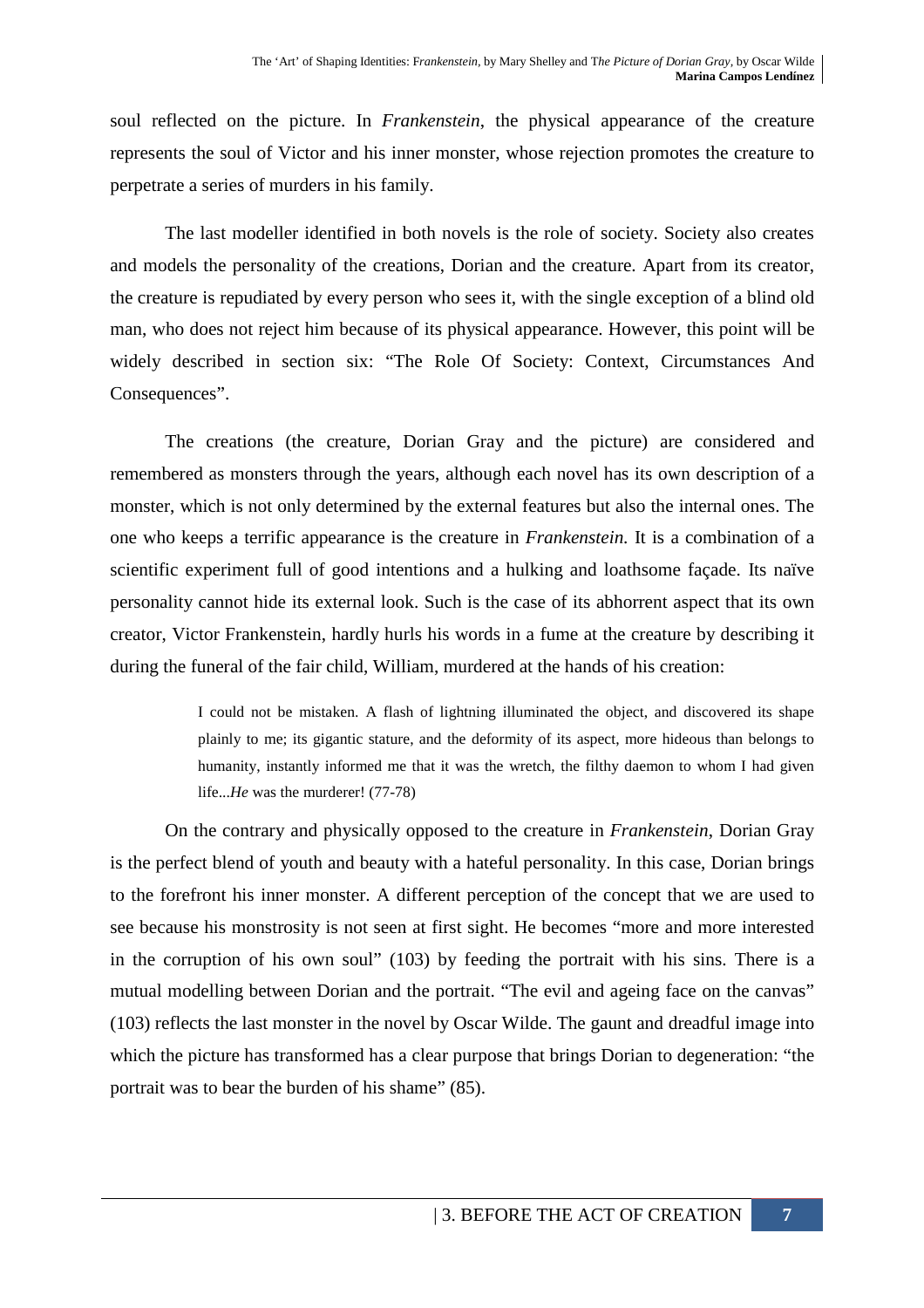soul reflected on the picture. In *Frankenstein*, the physical appearance of the creature represents the soul of Victor and his inner monster, whose rejection promotes the creature to perpetrate a series of murders in his family.

The last modeller identified in both novels is the role of society. Society also creates and models the personality of the creations, Dorian and the creature. Apart from its creator, the creature is repudiated by every person who sees it, with the single exception of a blind old man, who does not reject him because of its physical appearance. However, this point will be widely described in section six: "The Role Of Society: Context, Circumstances And Consequences".

The creations (the creature, Dorian Gray and the picture) are considered and remembered as monsters through the years, although each novel has its own description of a monster, which is not only determined by the external features but also the internal ones. The one who keeps a terrific appearance is the creature in *Frankenstein.* It is a combination of a scientific experiment full of good intentions and a hulking and loathsome façade. Its naïve personality cannot hide its external look. Such is the case of its abhorrent aspect that its own creator, Victor Frankenstein, hardly hurls his words in a fume at the creature by describing it during the funeral of the fair child, William, murdered at the hands of his creation:

> I could not be mistaken. A flash of lightning illuminated the object, and discovered its shape plainly to me; its gigantic stature, and the deformity of its aspect, more hideous than belongs to humanity, instantly informed me that it was the wretch, the filthy daemon to whom I had given life...*He* was the murderer! (77-78)

On the contrary and physically opposed to the creature in *Frankenstein*, Dorian Gray is the perfect blend of youth and beauty with a hateful personality. In this case, Dorian brings to the forefront his inner monster. A different perception of the concept that we are used to see because his monstrosity is not seen at first sight. He becomes "more and more interested in the corruption of his own soul" (103) by feeding the portrait with his sins. There is a mutual modelling between Dorian and the portrait. "The evil and ageing face on the canvas" (103) reflects the last monster in the novel by Oscar Wilde. The gaunt and dreadful image into which the picture has transformed has a clear purpose that brings Dorian to degeneration: "the portrait was to bear the burden of his shame" (85).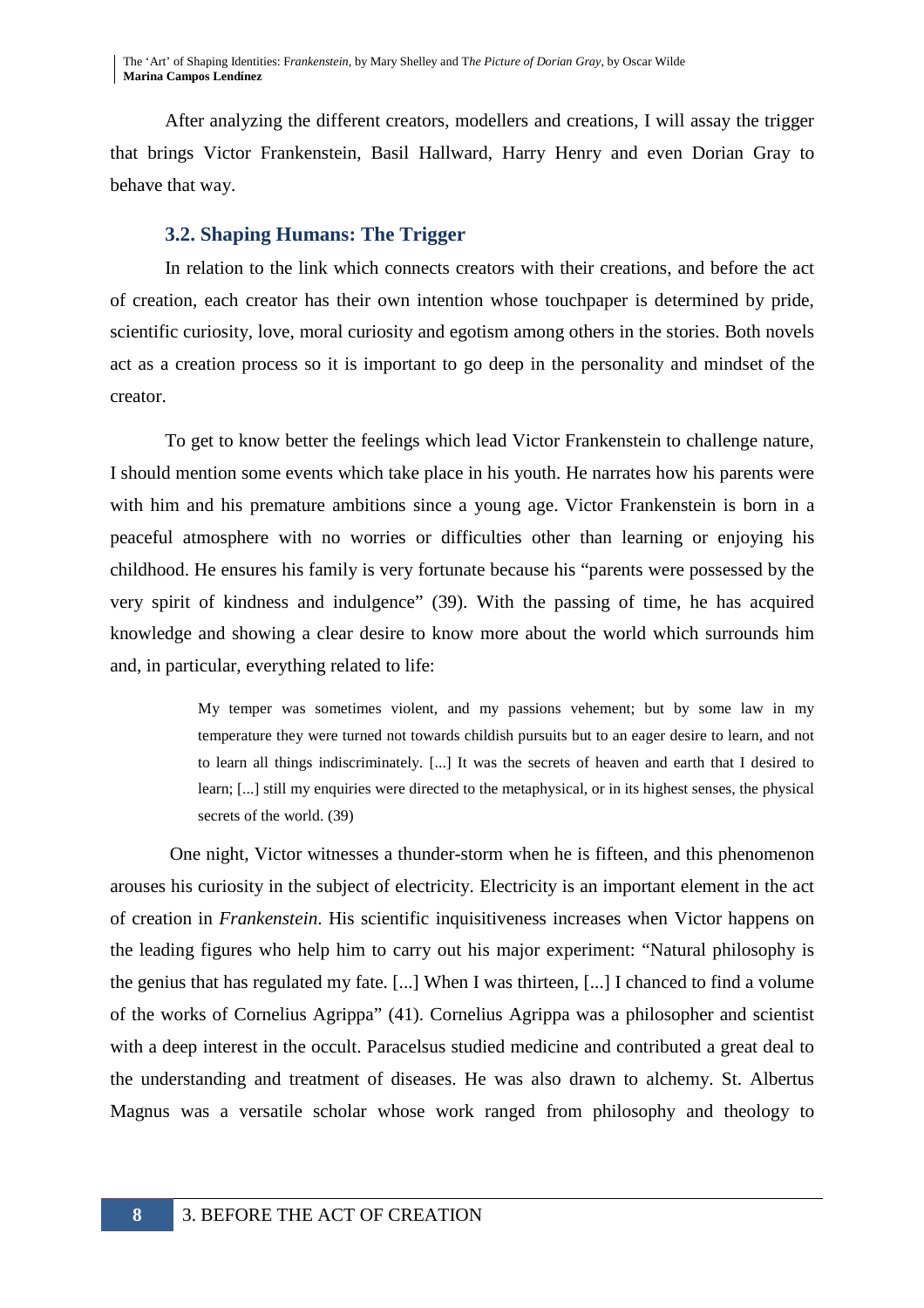After analyzing the different creators, modellers and creations, I will assay the trigger that brings Victor Frankenstein, Basil Hallward, Harry Henry and even Dorian Gray to behave that way.

### 3.2. Shaping Humans: The Trigger

In relation to the link which connects creators with their creations, and before the act of creation, each creator has their own intention whose touchpaper is determined by pride, scientific curiosity, love, moral curiosity and egotism among others in the stories. Both novels act as a creation process so it is important to go deep in the personality and mindset of the creator.

To get to know better the feelings which lead Victor Frankenstein to challenge nature, I should mention some events which take place in his youth. He narrates how his parents were with him and his premature ambitions since a young age. Victor Frankenstein is born in a peaceful atmosphere with no worries or difficulties other than learning or enjoying his childhood. He ensures his family is very fortunate because his "parents were possessed by the very spirit of kindness and indulgence" (39). With the passing of time, he has acquired knowledge and showing a clear desire to know more about the world which surrounds him and, in particular, everything related to life:

> My temper was sometimes violent, and my passions vehement; but by some law in my temperature they were turned not towards childish pursuits but to an eager desire to learn, and not to learn all things indiscriminately. [...] It was the secrets of heaven and earth that I desired to learn; [...] still my enquiries were directed to the metaphysical, or in its highest senses, the physical secrets of the world. (39)

One night, Victor witnesses a thunder-storm when he is fifteen, and this phenomenon arouses his curiosity in the subject of electricity. Electricity is an important element in the act of creation in *Frankenstein*. His scientific inquisitiveness increases when Victor happens on the leading figures who help him to carry out his major experiment: "Natural philosophy is the genius that has regulated my fate. [...] When I was thirteen, [...] I chanced to find a volume of the works of Cornelius Agrippa" (41). Cornelius Agrippa was a philosopher and scientist with a deep interest in the occult. Paracelsus studied medicine and contributed a great deal to the understanding and treatment of diseases. He was also drawn to alchemy. St. Albertus Magnus was a versatile scholar whose work ranged from philosophy and theology to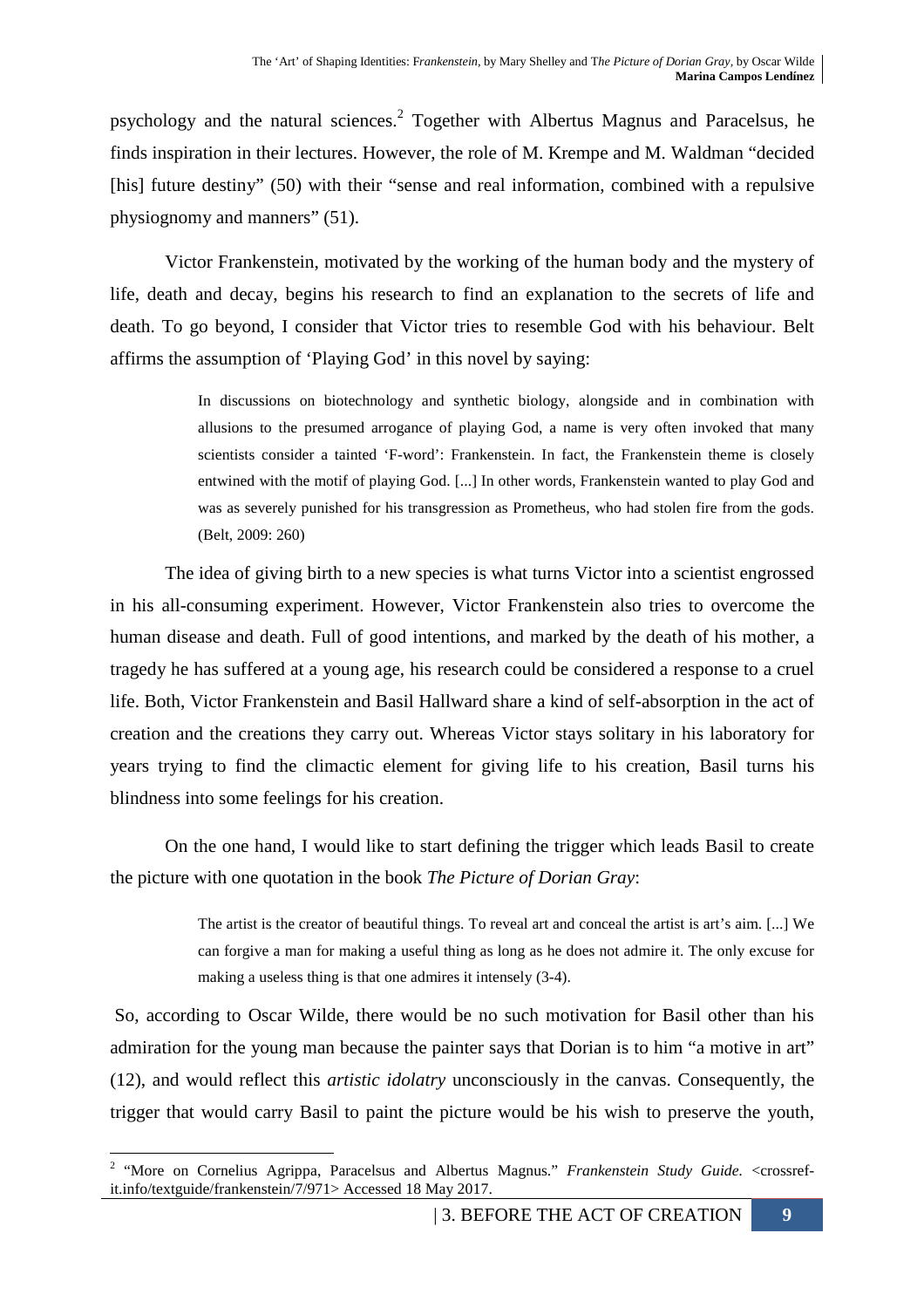psychology and the natural sciences.[2] Together with Albertus Magnus and Paracelsus, he finds inspiration in their lectures. However, the role of M. Krempe and M. Waldman "decided [his] future destiny" (50) with their "sense and real information, combined with a repulsive physiognomy and manners" (51).

Victor Frankenstein, motivated by the working of the human body and the mystery of life, death and decay, begins his research to find an explanation to the secrets of life and death. To go beyond, I consider that Victor tries to resemble God with his behaviour. Belt affirms the assumption of 'Playing God' in this novel by saying:

> In discussions on biotechnology and synthetic biology, alongside and in combination with allusions to the presumed arrogance of playing God, a name is very often invoked that many scientists consider a tainted 'F-word': Frankenstein. In fact, the Frankenstein theme is closely entwined with the motif of playing God. [...] In other words, Frankenstein wanted to play God and was as severely punished for his transgression as Prometheus, who had stolen fire from the gods. (Belt, 2009: 260)

The idea of giving birth to a new species is what turns Victor into a scientist engrossed in his all-consuming experiment. However, Victor Frankenstein also tries to overcome the human disease and death. Full of good intentions, and marked by the death of his mother, a tragedy he has suffered at a young age, his research could be considered a response to a cruel life. Both, Victor Frankenstein and Basil Hallward share a kind of self-absorption in the act of creation and the creations they carry out. Whereas Victor stays solitary in his laboratory for years trying to find the climactic element for giving life to his creation, Basil turns his blindness into some feelings for his creation.

On the one hand, I would like to start defining the trigger which leads Basil to create the picture with one quotation in the book *The Picture of Dorian Gray*:

> The artist is the creator of beautiful things. To reveal art and conceal the artist is art's aim. [...] We can forgive a man for making a useful thing as long as he does not admire it. The only excuse for making a useless thing is that one admires it intensely (3-4).

So, according to Oscar Wilde, there would be no such motivation for Basil other than his admiration for the young man because the painter says that Dorian is to him "a motive in art" (12), and would reflect this *artistic idolatry* unconsciously in the canvas. Consequently, the trigger that would carry Basil to paint the picture would be his wish to preserve the youth,

---

[2] "More on Cornelius Agrippa, Paracelsus and Albertus Magnus." *Frankenstein Study Guide*. <crossref-it.info/textguide/frankenstein/7/971> Accessed 18 May 2017.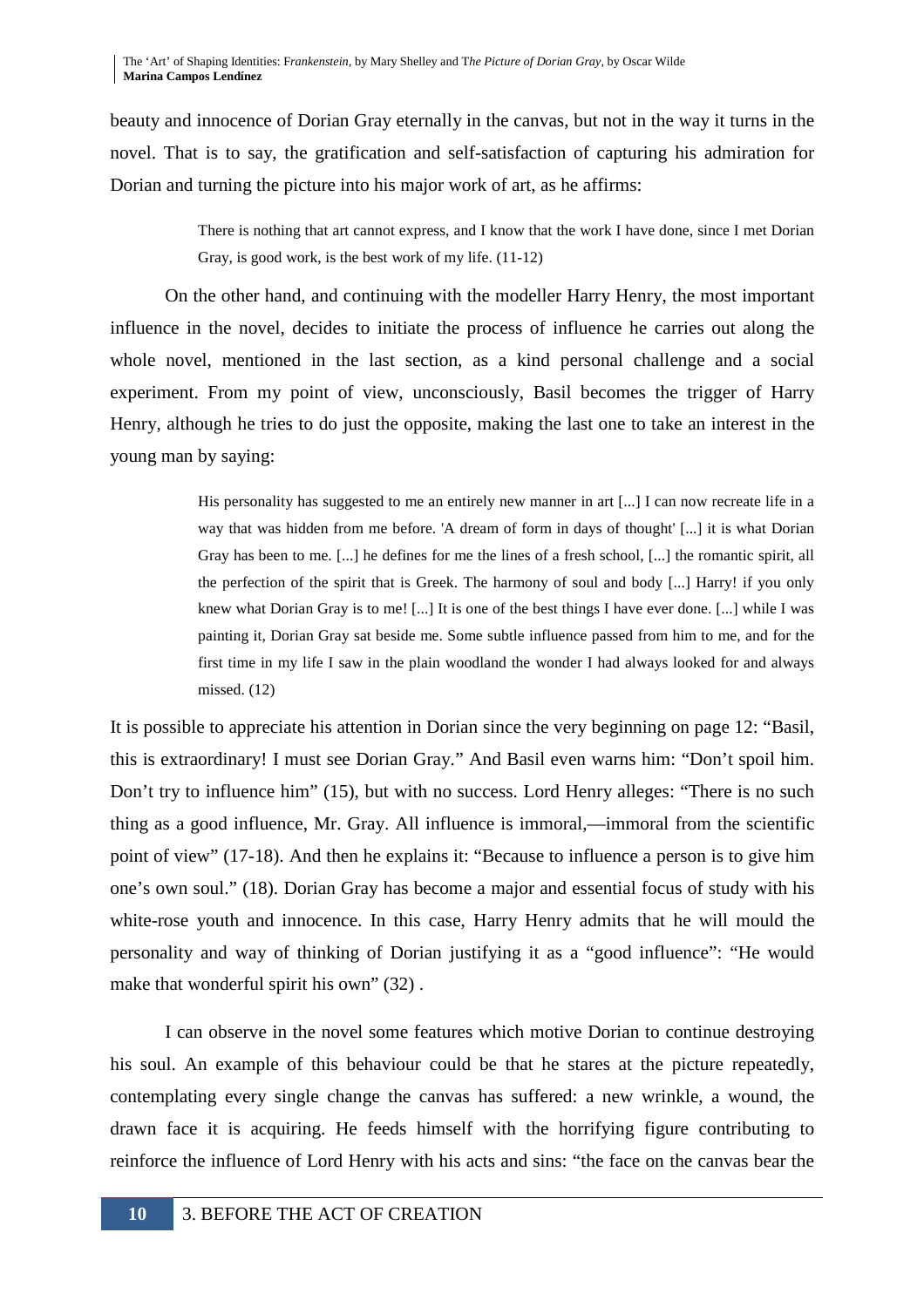beauty and innocence of Dorian Gray eternally in the canvas, but not in the way it turns in the novel. That is to say, the gratification and self-satisfaction of capturing his admiration for Dorian and turning the picture into his major work of art, as he affirms:

> There is nothing that art cannot express, and I know that the work I have done, since I met Dorian Gray, is good work, is the best work of my life. (11-12)

On the other hand, and continuing with the modeller Harry Henry, the most important influence in the novel, decides to initiate the process of influence he carries out along the whole novel, mentioned in the last section, as a kind personal challenge and a social experiment. From my point of view, unconsciously, Basil becomes the trigger of Harry Henry, although he tries to do just the opposite, making the last one to take an interest in the young man by saying:

> His personality has suggested to me an entirely new manner in art [...] I can now recreate life in a way that was hidden from me before. 'A dream of form in days of thought' [...] it is what Dorian Gray has been to me. [...] he defines for me the lines of a fresh school, [...] the romantic spirit, all the perfection of the spirit that is Greek. The harmony of soul and body [...] Harry! if you only knew what Dorian Gray is to me! [...] It is one of the best things I have ever done. [...] while I was painting it, Dorian Gray sat beside me. Some subtle influence passed from him to me, and for the first time in my life I saw in the plain woodland the wonder I had always looked for and always missed. (12)

It is possible to appreciate his attention in Dorian since the very beginning on page 12: "Basil, this is extraordinary! I must see Dorian Gray." And Basil even warns him: "Don't spoil him. Don't try to influence him" (15), but with no success. Lord Henry alleges: "There is no such thing as a good influence, Mr. Gray. All influence is immoral,—immoral from the scientific point of view" (17-18). And then he explains it: "Because to influence a person is to give him one's own soul." (18). Dorian Gray has become a major and essential focus of study with his white-rose youth and innocence. In this case, Harry Henry admits that he will mould the personality and way of thinking of Dorian justifying it as a "good influence": "He would make that wonderful spirit his own" (32) .

I can observe in the novel some features which motive Dorian to continue destroying his soul. An example of this behaviour could be that he stares at the picture repeatedly, contemplating every single change the canvas has suffered: a new wrinkle, a wound, the drawn face it is acquiring. He feeds himself with the horrifying figure contributing to reinforce the influence of Lord Henry with his acts and sins: "the face on the canvas bear the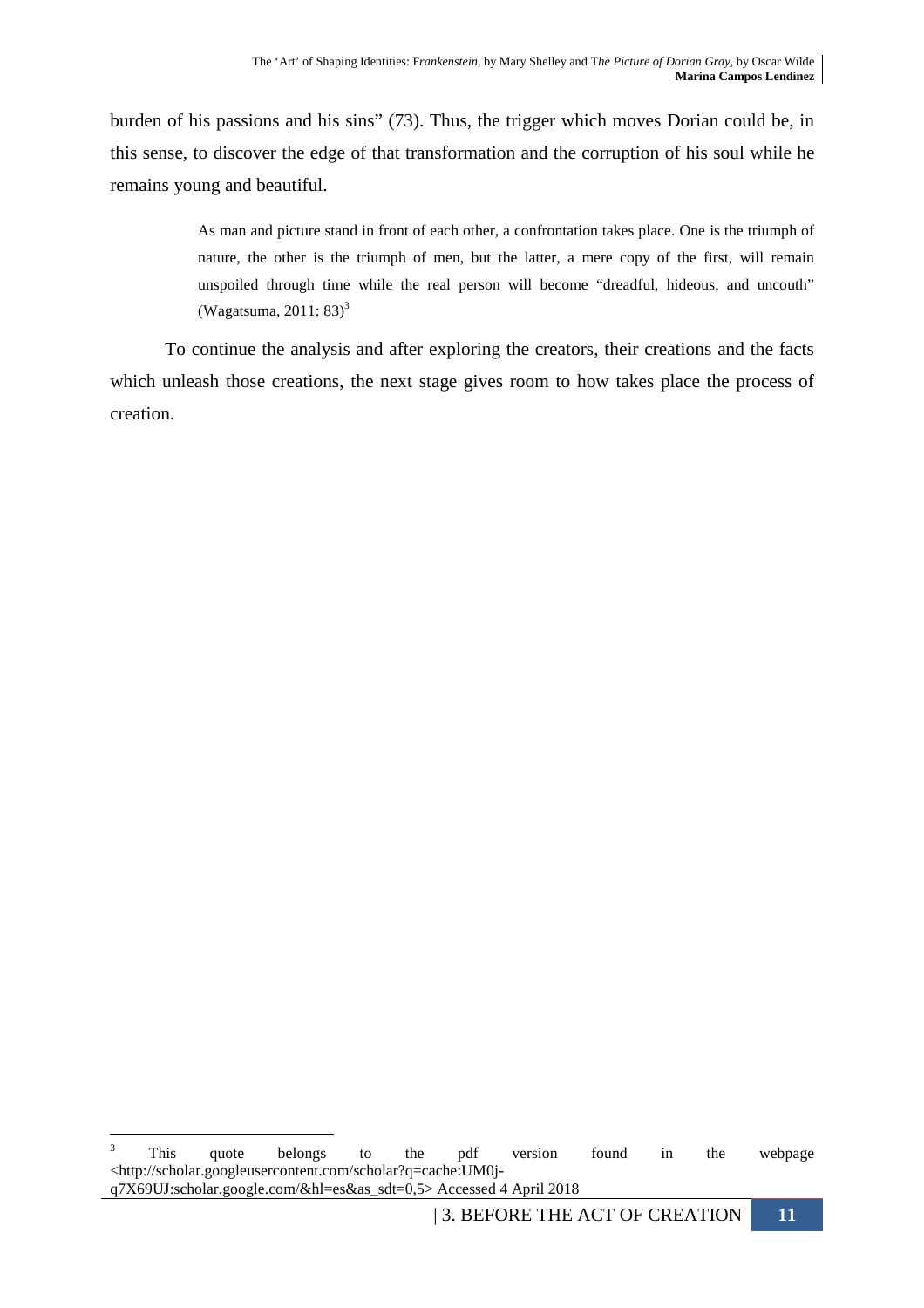burden of his passions and his sins" (73). Thus, the trigger which moves Dorian could be, in this sense, to discover the edge of that transformation and the corruption of his soul while he remains young and beautiful.

> As man and picture stand in front of each other, a confrontation takes place. One is the triumph of nature, the other is the triumph of men, but the latter, a mere copy of the first, will remain unspoiled through time while the real person will become "dreadful, hideous, and uncouth" (Wagatsuma, 2011: 83)[3]

To continue the analysis and after exploring the creators, their creations and the facts which unleash those creations, the next stage gives room to how takes place the process of creation.

---

[3] This quote belongs to the pdf version found in the webpage <http://scholar.googleusercontent.com/scholar?q=cache:UM0j-q7X69UJ:scholar.google.com/&hl=es&as_sdt=0,5> Accessed 4 April 2018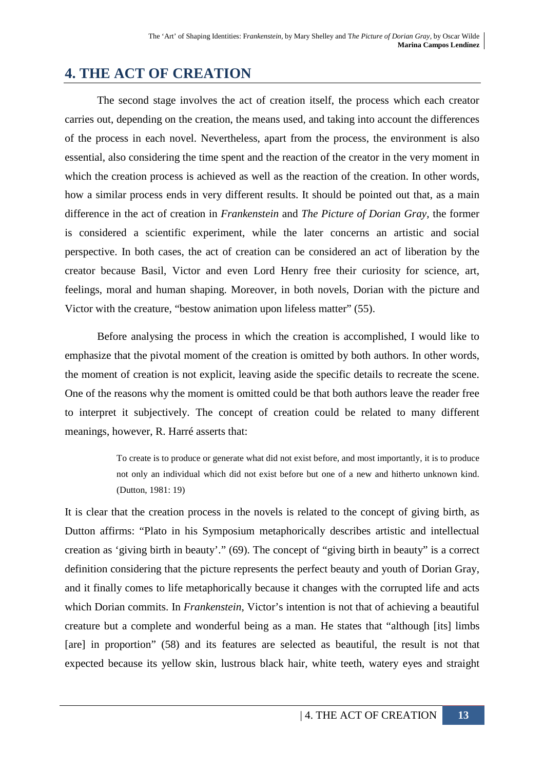# 4. THE ACT OF CREATION

The second stage involves the act of creation itself, the process which each creator carries out, depending on the creation, the means used, and taking into account the differences of the process in each novel. Nevertheless, apart from the process, the environment is also essential, also considering the time spent and the reaction of the creator in the very moment in which the creation process is achieved as well as the reaction of the creation. In other words, how a similar process ends in very different results. It should be pointed out that, as a main difference in the act of creation in *Frankenstein* and *The Picture of Dorian Gray,* the former is considered a scientific experiment, while the later concerns an artistic and social perspective. In both cases, the act of creation can be considered an act of liberation by the creator because Basil, Victor and even Lord Henry free their curiosity for science, art, feelings, moral and human shaping. Moreover, in both novels, Dorian with the picture and Victor with the creature, "bestow animation upon lifeless matter" (55).

Before analysing the process in which the creation is accomplished, I would like to emphasize that the pivotal moment of the creation is omitted by both authors. In other words, the moment of creation is not explicit, leaving aside the specific details to recreate the scene. One of the reasons why the moment is omitted could be that both authors leave the reader free to interpret it subjectively. The concept of creation could be related to many different meanings, however, R. Harré asserts that:

> To create is to produce or generate what did not exist before, and most importantly, it is to produce not only an individual which did not exist before but one of a new and hitherto unknown kind. (Dutton, 1981: 19)

It is clear that the creation process in the novels is related to the concept of giving birth, as Dutton affirms: "Plato in his Symposium metaphorically describes artistic and intellectual creation as 'giving birth in beauty'." (69). The concept of "giving birth in beauty" is a correct definition considering that the picture represents the perfect beauty and youth of Dorian Gray, and it finally comes to life metaphorically because it changes with the corrupted life and acts which Dorian commits. In *Frankenstein*, Victor's intention is not that of achieving a beautiful creature but a complete and wonderful being as a man. He states that "although [its] limbs [are] in proportion" (58) and its features are selected as beautiful, the result is not that expected because its yellow skin, lustrous black hair, white teeth, watery eyes and straight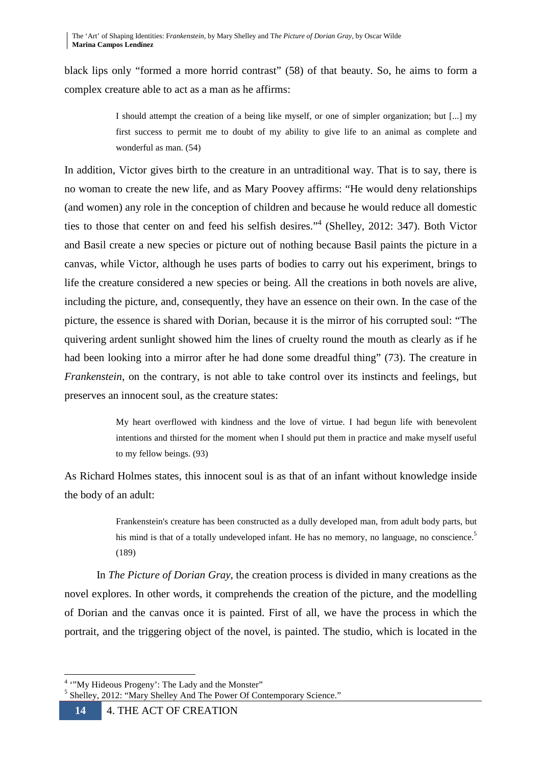black lips only "formed a more horrid contrast" (58) of that beauty. So, he aims to form a complex creature able to act as a man as he affirms:

> I should attempt the creation of a being like myself, or one of simpler organization; but [...] my first success to permit me to doubt of my ability to give life to an animal as complete and wonderful as man. (54)

In addition, Victor gives birth to the creature in an untraditional way. That is to say, there is no woman to create the new life, and as Mary Poovey affirms: "He would deny relationships (and women) any role in the conception of children and because he would reduce all domestic ties to those that center on and feed his selfish desires."[4] (Shelley, 2012: 347). Both Victor and Basil create a new species or picture out of nothing because Basil paints the picture in a canvas, while Victor, although he uses parts of bodies to carry out his experiment, brings to life the creature considered a new species or being. All the creations in both novels are alive, including the picture, and, consequently, they have an essence on their own. In the case of the picture, the essence is shared with Dorian, because it is the mirror of his corrupted soul: "The quivering ardent sunlight showed him the lines of cruelty round the mouth as clearly as if he had been looking into a mirror after he had done some dreadful thing" (73). The creature in *Frankenstein*, on the contrary, is not able to take control over its instincts and feelings, but preserves an innocent soul, as the creature states:

> My heart overflowed with kindness and the love of virtue. I had begun life with benevolent intentions and thirsted for the moment when I should put them in practice and make myself useful to my fellow beings. (93)

As Richard Holmes states, this innocent soul is as that of an infant without knowledge inside the body of an adult:

> Frankenstein's creature has been constructed as a dully developed man, from adult body parts, but his mind is that of a totally undeveloped infant. He has no memory, no language, no conscience.[5] (189)

In *The Picture of Dorian Gray*, the creation process is divided in many creations as the novel explores. In other words, it comprehends the creation of the picture, and the modelling of Dorian and the canvas once it is painted. First of all, we have the process in which the portrait, and the triggering object of the novel, is painted. The studio, which is located in the

---

[4] '"My Hideous Progeny': The Lady and the Monster"

[5] Shelley, 2012: "Mary Shelley And The Power Of Contemporary Science."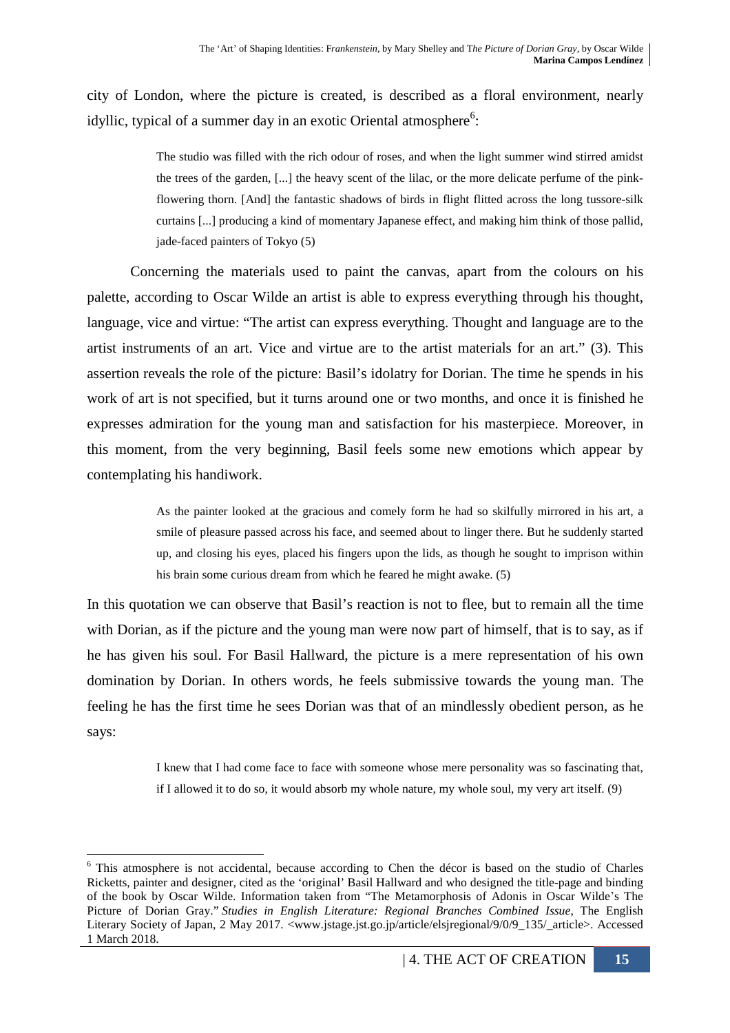city of London, where the picture is created, is described as a floral environment, nearly idyllic, typical of a summer day in an exotic Oriental atmosphere[6]:

> The studio was filled with the rich odour of roses, and when the light summer wind stirred amidst the trees of the garden, [...] the heavy scent of the lilac, or the more delicate perfume of the pink-flowering thorn. [And] the fantastic shadows of birds in flight flitted across the long tussore-silk curtains [...] producing a kind of momentary Japanese effect, and making him think of those pallid, jade-faced painters of Tokyo (5)

Concerning the materials used to paint the canvas, apart from the colours on his palette, according to Oscar Wilde an artist is able to express everything through his thought, language, vice and virtue: "The artist can express everything. Thought and language are to the artist instruments of an art. Vice and virtue are to the artist materials for an art." (3). This assertion reveals the role of the picture: Basil's idolatry for Dorian. The time he spends in his work of art is not specified, but it turns around one or two months, and once it is finished he expresses admiration for the young man and satisfaction for his masterpiece. Moreover, in this moment, from the very beginning, Basil feels some new emotions which appear by contemplating his handiwork.

> As the painter looked at the gracious and comely form he had so skilfully mirrored in his art, a smile of pleasure passed across his face, and seemed about to linger there. But he suddenly started up, and closing his eyes, placed his fingers upon the lids, as though he sought to imprison within his brain some curious dream from which he feared he might awake. (5)

In this quotation we can observe that Basil's reaction is not to flee, but to remain all the time with Dorian, as if the picture and the young man were now part of himself, that is to say, as if he has given his soul. For Basil Hallward, the picture is a mere representation of his own domination by Dorian. In others words, he feels submissive towards the young man. The feeling he has the first time he sees Dorian was that of an mindlessly obedient person, as he says:

> I knew that I had come face to face with someone whose mere personality was so fascinating that, if I allowed it to do so, it would absorb my whole nature, my whole soul, my very art itself. (9)

---

[6] This atmosphere is not accidental, because according to Chen the décor is based on the studio of Charles Ricketts, painter and designer, cited as the 'original' Basil Hallward and who designed the title-page and binding of the book by Oscar Wilde. Information taken from "The Metamorphosis of Adonis in Oscar Wilde's The Picture of Dorian Gray." *Studies in English Literature: Regional Branches Combined Issue*, The English Literary Society of Japan, 2 May 2017. <www.jstage.jst.go.jp/article/elsjregional/9/0/9_135/_article>. Accessed 1 March 2018.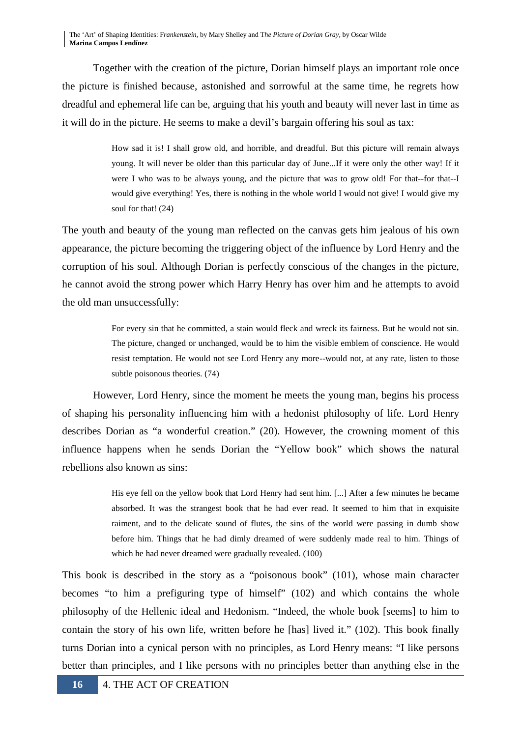Together with the creation of the picture, Dorian himself plays an important role once the picture is finished because, astonished and sorrowful at the same time, he regrets how dreadful and ephemeral life can be, arguing that his youth and beauty will never last in time as it will do in the picture. He seems to make a devil's bargain offering his soul as tax:

> How sad it is! I shall grow old, and horrible, and dreadful. But this picture will remain always young. It will never be older than this particular day of June...If it were only the other way! If it were I who was to be always young, and the picture that was to grow old! For that--for that--I would give everything! Yes, there is nothing in the whole world I would not give! I would give my soul for that! (24)

The youth and beauty of the young man reflected on the canvas gets him jealous of his own appearance, the picture becoming the triggering object of the influence by Lord Henry and the corruption of his soul. Although Dorian is perfectly conscious of the changes in the picture, he cannot avoid the strong power which Harry Henry has over him and he attempts to avoid the old man unsuccessfully:

> For every sin that he committed, a stain would fleck and wreck its fairness. But he would not sin. The picture, changed or unchanged, would be to him the visible emblem of conscience. He would resist temptation. He would not see Lord Henry any more--would not, at any rate, listen to those subtle poisonous theories. (74)

However, Lord Henry, since the moment he meets the young man, begins his process of shaping his personality influencing him with a hedonist philosophy of life. Lord Henry describes Dorian as "a wonderful creation." (20). However, the crowning moment of this influence happens when he sends Dorian the "Yellow book" which shows the natural rebellions also known as sins:

> His eye fell on the yellow book that Lord Henry had sent him. [...] After a few minutes he became absorbed. It was the strangest book that he had ever read. It seemed to him that in exquisite raiment, and to the delicate sound of flutes, the sins of the world were passing in dumb show before him. Things that he had dimly dreamed of were suddenly made real to him. Things of which he had never dreamed were gradually revealed. (100)

This book is described in the story as a "poisonous book" (101), whose main character becomes "to him a prefiguring type of himself" (102) and which contains the whole philosophy of the Hellenic ideal and Hedonism. "Indeed, the whole book [seems] to him to contain the story of his own life, written before he [has] lived it." (102). This book finally turns Dorian into a cynical person with no principles, as Lord Henry means: "I like persons better than principles, and I like persons with no principles better than anything else in the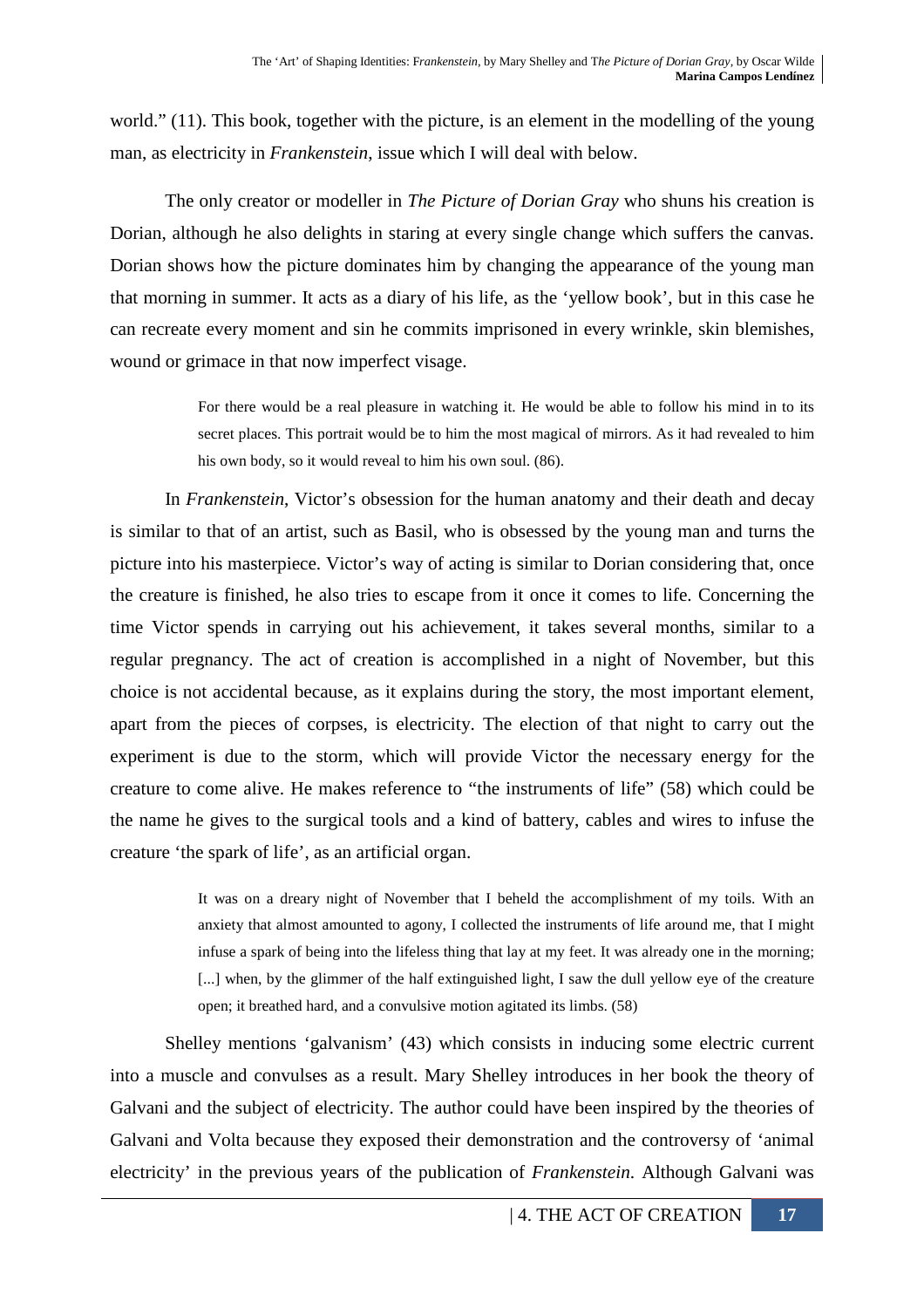world." (11). This book, together with the picture, is an element in the modelling of the young man, as electricity in *Frankenstein*, issue which I will deal with below.

The only creator or modeller in *The Picture of Dorian Gray* who shuns his creation is Dorian, although he also delights in staring at every single change which suffers the canvas. Dorian shows how the picture dominates him by changing the appearance of the young man that morning in summer. It acts as a diary of his life, as the 'yellow book', but in this case he can recreate every moment and sin he commits imprisoned in every wrinkle, skin blemishes, wound or grimace in that now imperfect visage.

> For there would be a real pleasure in watching it. He would be able to follow his mind in to its secret places. This portrait would be to him the most magical of mirrors. As it had revealed to him his own body, so it would reveal to him his own soul. (86).

In *Frankenstein*, Victor's obsession for the human anatomy and their death and decay is similar to that of an artist, such as Basil, who is obsessed by the young man and turns the picture into his masterpiece. Victor's way of acting is similar to Dorian considering that, once the creature is finished, he also tries to escape from it once it comes to life. Concerning the time Victor spends in carrying out his achievement, it takes several months, similar to a regular pregnancy. The act of creation is accomplished in a night of November, but this choice is not accidental because, as it explains during the story, the most important element, apart from the pieces of corpses, is electricity. The election of that night to carry out the experiment is due to the storm, which will provide Victor the necessary energy for the creature to come alive. He makes reference to "the instruments of life" (58) which could be the name he gives to the surgical tools and a kind of battery, cables and wires to infuse the creature 'the spark of life', as an artificial organ.

> It was on a dreary night of November that I beheld the accomplishment of my toils. With an anxiety that almost amounted to agony, I collected the instruments of life around me, that I might infuse a spark of being into the lifeless thing that lay at my feet. It was already one in the morning; [...] when, by the glimmer of the half extinguished light, I saw the dull yellow eye of the creature open; it breathed hard, and a convulsive motion agitated its limbs. (58)

Shelley mentions 'galvanism' (43) which consists in inducing some electric current into a muscle and convulses as a result. Mary Shelley introduces in her book the theory of Galvani and the subject of electricity. The author could have been inspired by the theories of Galvani and Volta because they exposed their demonstration and the controversy of 'animal electricity' in the previous years of the publication of *Frankenstein*. Although Galvani was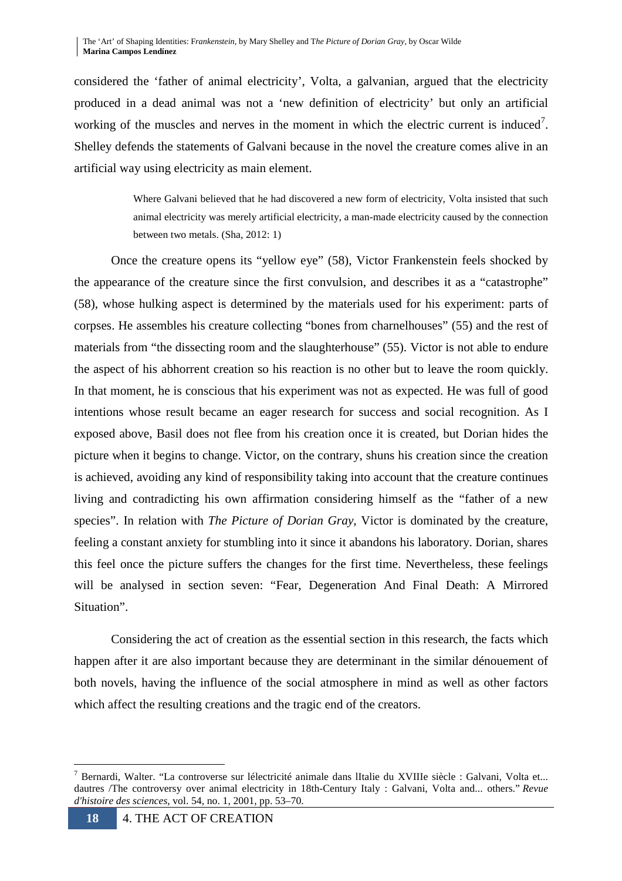considered the 'father of animal electricity', Volta, a galvanian, argued that the electricity produced in a dead animal was not a 'new definition of electricity' but only an artificial working of the muscles and nerves in the moment in which the electric current is induced[7]. Shelley defends the statements of Galvani because in the novel the creature comes alive in an artificial way using electricity as main element.

> Where Galvani believed that he had discovered a new form of electricity, Volta insisted that such animal electricity was merely artificial electricity, a man-made electricity caused by the connection between two metals. (Sha, 2012: 1)

Once the creature opens its "yellow eye" (58), Victor Frankenstein feels shocked by the appearance of the creature since the first convulsion, and describes it as a "catastrophe" (58), whose hulking aspect is determined by the materials used for his experiment: parts of corpses. He assembles his creature collecting "bones from charnelhouses" (55) and the rest of materials from "the dissecting room and the slaughterhouse" (55). Victor is not able to endure the aspect of his abhorrent creation so his reaction is no other but to leave the room quickly. In that moment, he is conscious that his experiment was not as expected. He was full of good intentions whose result became an eager research for success and social recognition. As I exposed above, Basil does not flee from his creation once it is created, but Dorian hides the picture when it begins to change. Victor, on the contrary, shuns his creation since the creation is achieved, avoiding any kind of responsibility taking into account that the creature continues living and contradicting his own affirmation considering himself as the "father of a new species". In relation with *The Picture of Dorian Gray*, Victor is dominated by the creature, feeling a constant anxiety for stumbling into it since it abandons his laboratory. Dorian, shares this feel once the picture suffers the changes for the first time. Nevertheless, these feelings will be analysed in section seven: "Fear, Degeneration And Final Death: A Mirrored Situation".

Considering the act of creation as the essential section in this research, the facts which happen after it are also important because they are determinant in the similar dénouement of both novels, having the influence of the social atmosphere in mind as well as other factors which affect the resulting creations and the tragic end of the creators.

---

[7] Bernardi, Walter. "La controverse sur lélectricité animale dans lItalie du XVIIIe siècle : Galvani, Volta et... dautres /The controversy over animal electricity in 18th-Century Italy : Galvani, Volta and... others." *Revue d'histoire des sciences*, vol. 54, no. 1, 2001, pp. 53–70.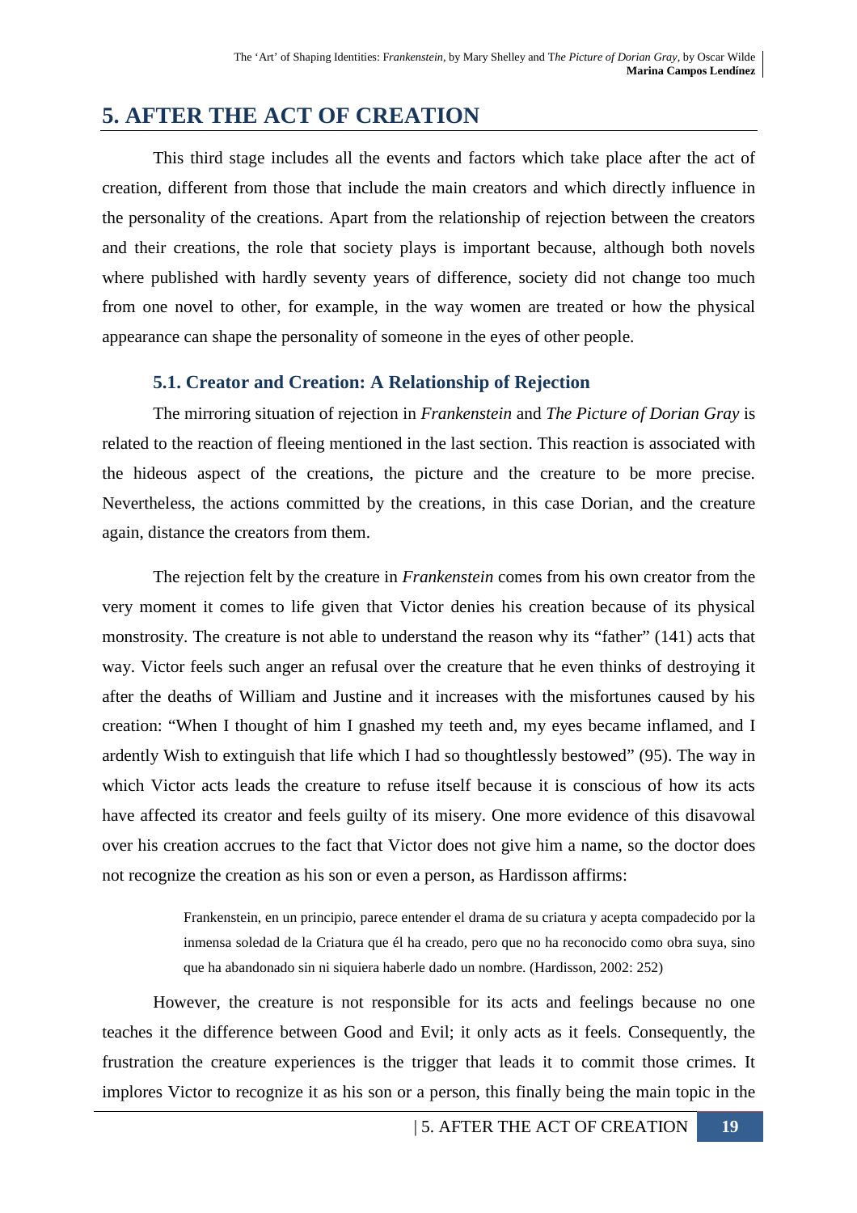# 5. AFTER THE ACT OF CREATION

This third stage includes all the events and factors which take place after the act of creation, different from those that include the main creators and which directly influence in the personality of the creations. Apart from the relationship of rejection between the creators and their creations, the role that society plays is important because, although both novels where published with hardly seventy years of difference, society did not change too much from one novel to other, for example, in the way women are treated or how the physical appearance can shape the personality of someone in the eyes of other people.

## 5.1. Creator and Creation: A Relationship of Rejection

The mirroring situation of rejection in *Frankenstein* and *The Picture of Dorian Gray* is related to the reaction of fleeing mentioned in the last section. This reaction is associated with the hideous aspect of the creations, the picture and the creature to be more precise. Nevertheless, the actions committed by the creations, in this case Dorian, and the creature again, distance the creators from them.

The rejection felt by the creature in *Frankenstein* comes from his own creator from the very moment it comes to life given that Victor denies his creation because of its physical monstrosity. The creature is not able to understand the reason why its "father" (141) acts that way. Victor feels such anger an refusal over the creature that he even thinks of destroying it after the deaths of William and Justine and it increases with the misfortunes caused by his creation: "When I thought of him I gnashed my teeth and, my eyes became inflamed, and I ardently Wish to extinguish that life which I had so thoughtlessly bestowed" (95). The way in which Victor acts leads the creature to refuse itself because it is conscious of how its acts have affected its creator and feels guilty of its misery. One more evidence of this disavowal over his creation accrues to the fact that Victor does not give him a name, so the doctor does not recognize the creation as his son or even a person, as Hardisson affirms:

> Frankenstein, en un principio, parece entender el drama de su criatura y acepta compadecido por la inmensa soledad de la Criatura que él ha creado, pero que no ha reconocido como obra suya, sino que ha abandonado sin ni siquiera haberle dado un nombre. (Hardisson, 2002: 252)

However, the creature is not responsible for its acts and feelings because no one teaches it the difference between Good and Evil; it only acts as it feels. Consequently, the frustration the creature experiences is the trigger that leads it to commit those crimes. It implores Victor to recognize it as his son or a person, this finally being the main topic in the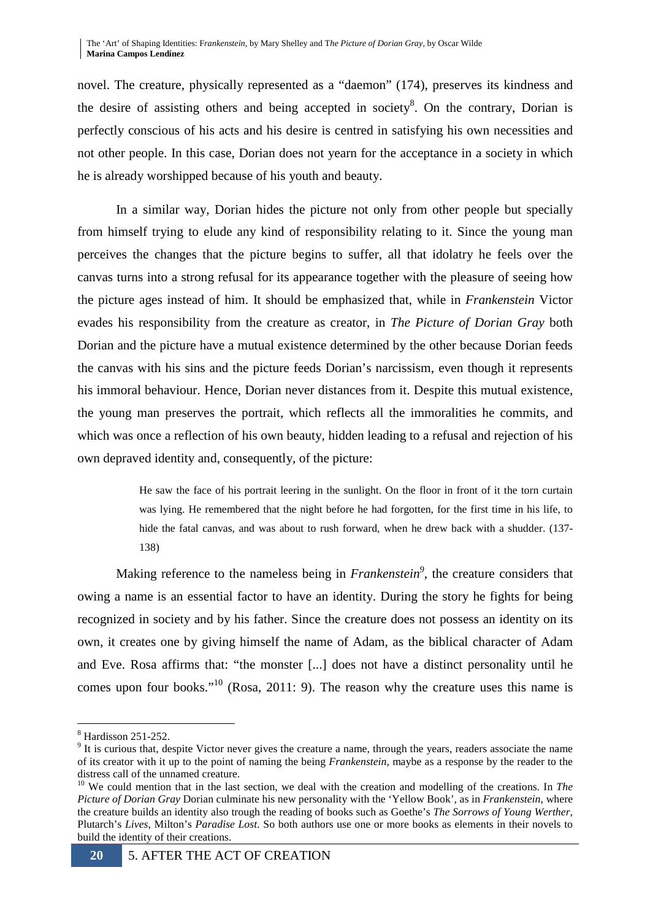novel. The creature, physically represented as a "daemon" (174), preserves its kindness and the desire of assisting others and being accepted in society[8]. On the contrary, Dorian is perfectly conscious of his acts and his desire is centred in satisfying his own necessities and not other people. In this case, Dorian does not yearn for the acceptance in a society in which he is already worshipped because of his youth and beauty.

In a similar way, Dorian hides the picture not only from other people but specially from himself trying to elude any kind of responsibility relating to it. Since the young man perceives the changes that the picture begins to suffer, all that idolatry he feels over the canvas turns into a strong refusal for its appearance together with the pleasure of seeing how the picture ages instead of him. It should be emphasized that, while in *Frankenstein* Victor evades his responsibility from the creature as creator, in *The Picture of Dorian Gray* both Dorian and the picture have a mutual existence determined by the other because Dorian feeds the canvas with his sins and the picture feeds Dorian's narcissism, even though it represents his immoral behaviour. Hence, Dorian never distances from it. Despite this mutual existence, the young man preserves the portrait, which reflects all the immoralities he commits, and which was once a reflection of his own beauty, hidden leading to a refusal and rejection of his own depraved identity and, consequently, of the picture:

> He saw the face of his portrait leering in the sunlight. On the floor in front of it the torn curtain was lying. He remembered that the night before he had forgotten, for the first time in his life, to hide the fatal canvas, and was about to rush forward, when he drew back with a shudder. (137-138)

Making reference to the nameless being in *Frankenstein*[9], the creature considers that owing a name is an essential factor to have an identity. During the story he fights for being recognized in society and by his father. Since the creature does not possess an identity on its own, it creates one by giving himself the name of Adam, as the biblical character of Adam and Eve. Rosa affirms that: "the monster [...] does not have a distinct personality until he comes upon four books."[10] (Rosa, 2011: 9). The reason why the creature uses this name is

---

[8] Hardisson 251-252.

[9] It is curious that, despite Victor never gives the creature a name, through the years, readers associate the name of its creator with it up to the point of naming the being *Frankenstein*, maybe as a response by the reader to the distress call of the unnamed creature.

[10] We could mention that in the last section, we deal with the creation and modelling of the creations. In *The Picture of Dorian Gray* Dorian culminate his new personality with the 'Yellow Book', as in *Frankenstein*, where the creature builds an identity also trough the reading of books such as Goethe's *The Sorrows of Young Werther*, Plutarch's *Lives*, Milton's *Paradise Lost*. So both authors use one or more books as elements in their novels to build the identity of their creations.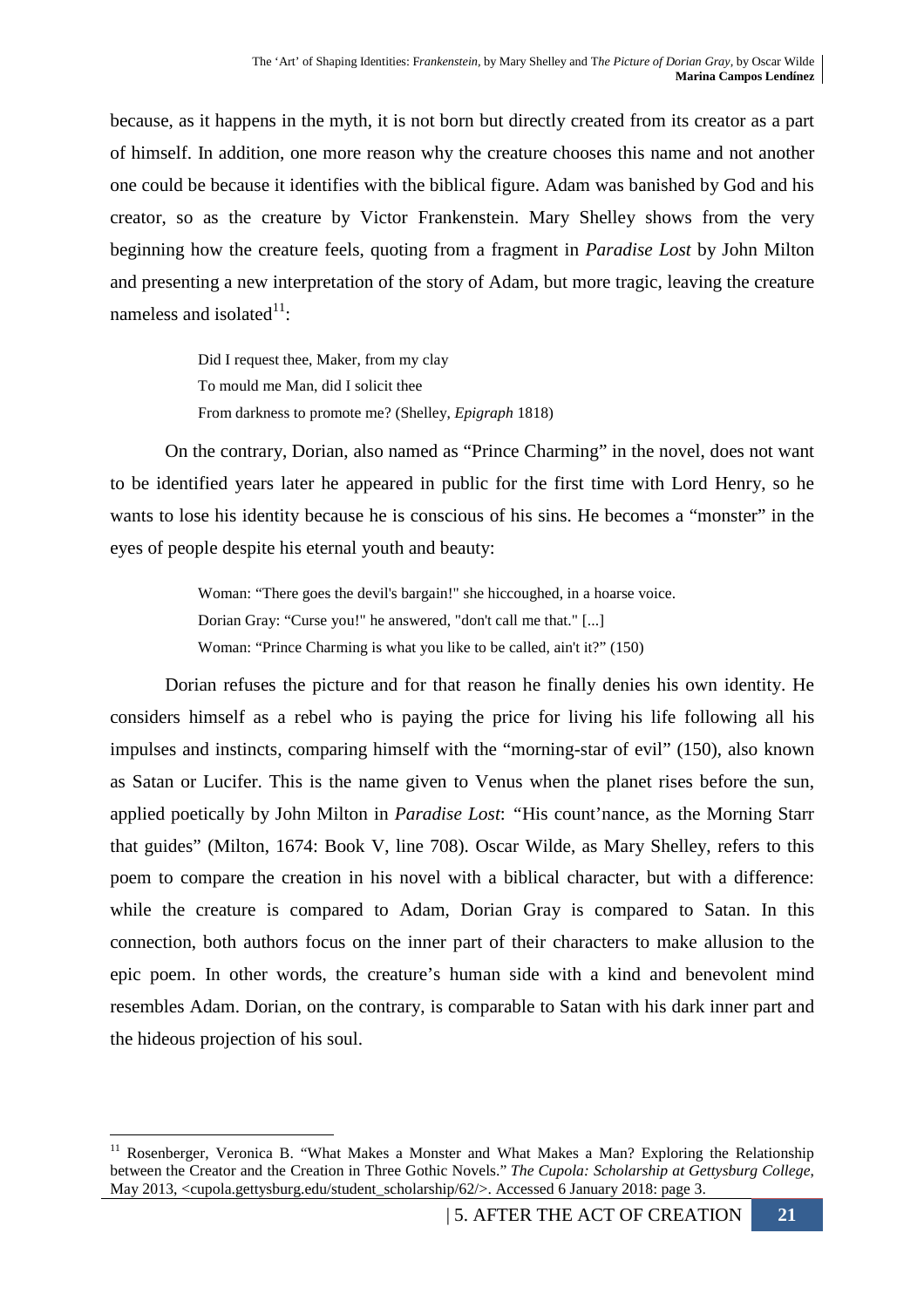because, as it happens in the myth, it is not born but directly created from its creator as a part of himself. In addition, one more reason why the creature chooses this name and not another one could be because it identifies with the biblical figure. Adam was banished by God and his creator, so as the creature by Victor Frankenstein. Mary Shelley shows from the very beginning how the creature feels, quoting from a fragment in *Paradise Lost* by John Milton and presenting a new interpretation of the story of Adam, but more tragic, leaving the creature nameless and isolated[11]:

> Did I request thee, Maker, from my clay
> To mould me Man, did I solicit thee
> From darkness to promote me? (Shelley, *Epigraph* 1818)

On the contrary, Dorian, also named as "Prince Charming" in the novel, does not want to be identified years later he appeared in public for the first time with Lord Henry, so he wants to lose his identity because he is conscious of his sins. He becomes a "monster" in the eyes of people despite his eternal youth and beauty:

> Woman: "There goes the devil's bargain!" she hiccoughed, in a hoarse voice.
> Dorian Gray: "Curse you!" he answered, "don't call me that." [...]
> Woman: "Prince Charming is what you like to be called, ain't it?" (150)

Dorian refuses the picture and for that reason he finally denies his own identity. He considers himself as a rebel who is paying the price for living his life following all his impulses and instincts, comparing himself with the "morning-star of evil" (150), also known as Satan or Lucifer. This is the name given to Venus when the planet rises before the sun, applied poetically by John Milton in *Paradise Lost*: "His count'nance, as the Morning Starr that guides" (Milton, 1674: Book V, line 708). Oscar Wilde, as Mary Shelley, refers to this poem to compare the creation in his novel with a biblical character, but with a difference: while the creature is compared to Adam, Dorian Gray is compared to Satan. In this connection, both authors focus on the inner part of their characters to make allusion to the epic poem. In other words, the creature's human side with a kind and benevolent mind resembles Adam. Dorian, on the contrary, is comparable to Satan with his dark inner part and the hideous projection of his soul.

---

[11] Rosenberger, Veronica B. "What Makes a Monster and What Makes a Man? Exploring the Relationship between the Creator and the Creation in Three Gothic Novels." *The Cupola: Scholarship at Gettysburg College*, May 2013, <cupola.gettysburg.edu/student_scholarship/62/>. Accessed 6 January 2018: page 3.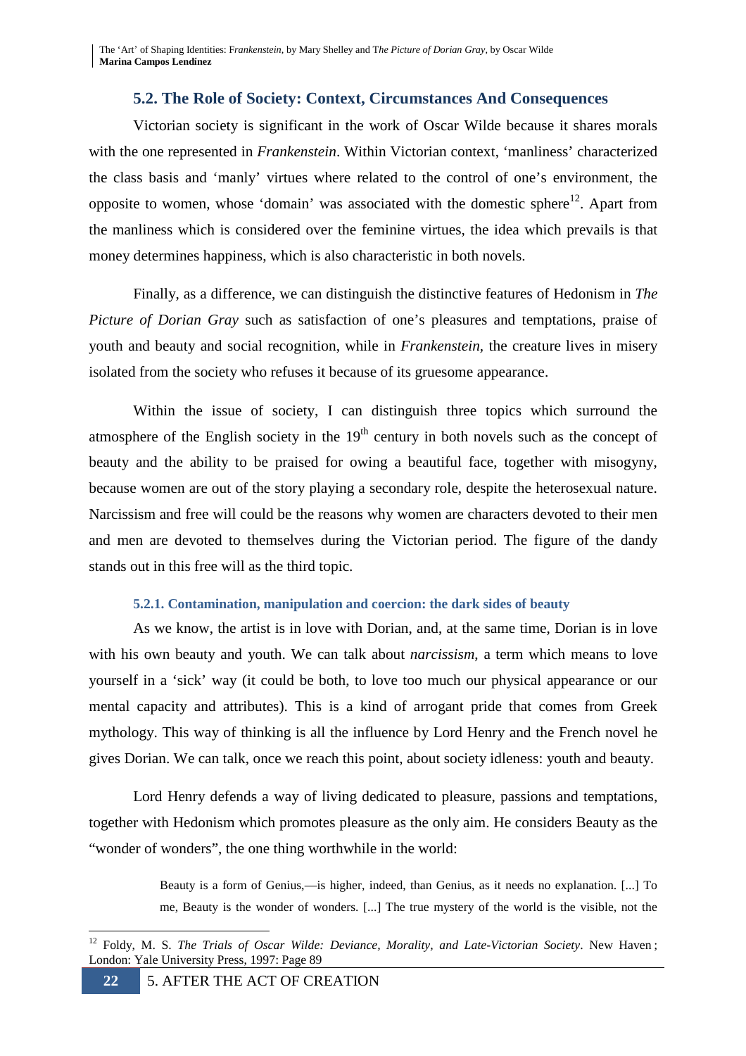## 5.2. The Role of Society: Context, Circumstances And Consequences

Victorian society is significant in the work of Oscar Wilde because it shares morals with the one represented in *Frankenstein*. Within Victorian context, 'manliness' characterized the class basis and 'manly' virtues where related to the control of one's environment, the opposite to women, whose 'domain' was associated with the domestic sphere[12]. Apart from the manliness which is considered over the feminine virtues, the idea which prevails is that money determines happiness, which is also characteristic in both novels.

Finally, as a difference, we can distinguish the distinctive features of Hedonism in *The Picture of Dorian Gray* such as satisfaction of one's pleasures and temptations, praise of youth and beauty and social recognition, while in *Frankenstein*, the creature lives in misery isolated from the society who refuses it because of its gruesome appearance.

Within the issue of society, I can distinguish three topics which surround the atmosphere of the English society in the 19th century in both novels such as the concept of beauty and the ability to be praised for owing a beautiful face, together with misogyny, because women are out of the story playing a secondary role, despite the heterosexual nature. Narcissism and free will could be the reasons why women are characters devoted to their men and men are devoted to themselves during the Victorian period. The figure of the dandy stands out in this free will as the third topic.

### 5.2.1. Contamination, manipulation and coercion: the dark sides of beauty

As we know, the artist is in love with Dorian, and, at the same time, Dorian is in love with his own beauty and youth. We can talk about *narcissism*, a term which means to love yourself in a 'sick' way (it could be both, to love too much our physical appearance or our mental capacity and attributes). This is a kind of arrogant pride that comes from Greek mythology. This way of thinking is all the influence by Lord Henry and the French novel he gives Dorian. We can talk, once we reach this point, about society idleness: youth and beauty.

Lord Henry defends a way of living dedicated to pleasure, passions and temptations, together with Hedonism which promotes pleasure as the only aim. He considers Beauty as the "wonder of wonders", the one thing worthwhile in the world:

> Beauty is a form of Genius,—is higher, indeed, than Genius, as it needs no explanation. [...] To me, Beauty is the wonder of wonders. [...] The true mystery of the world is the visible, not the

[12] Foldy, M. S. *The Trials of Oscar Wilde: Deviance, Morality, and Late-Victorian Society*. New Haven ; London: Yale University Press, 1997: Page 89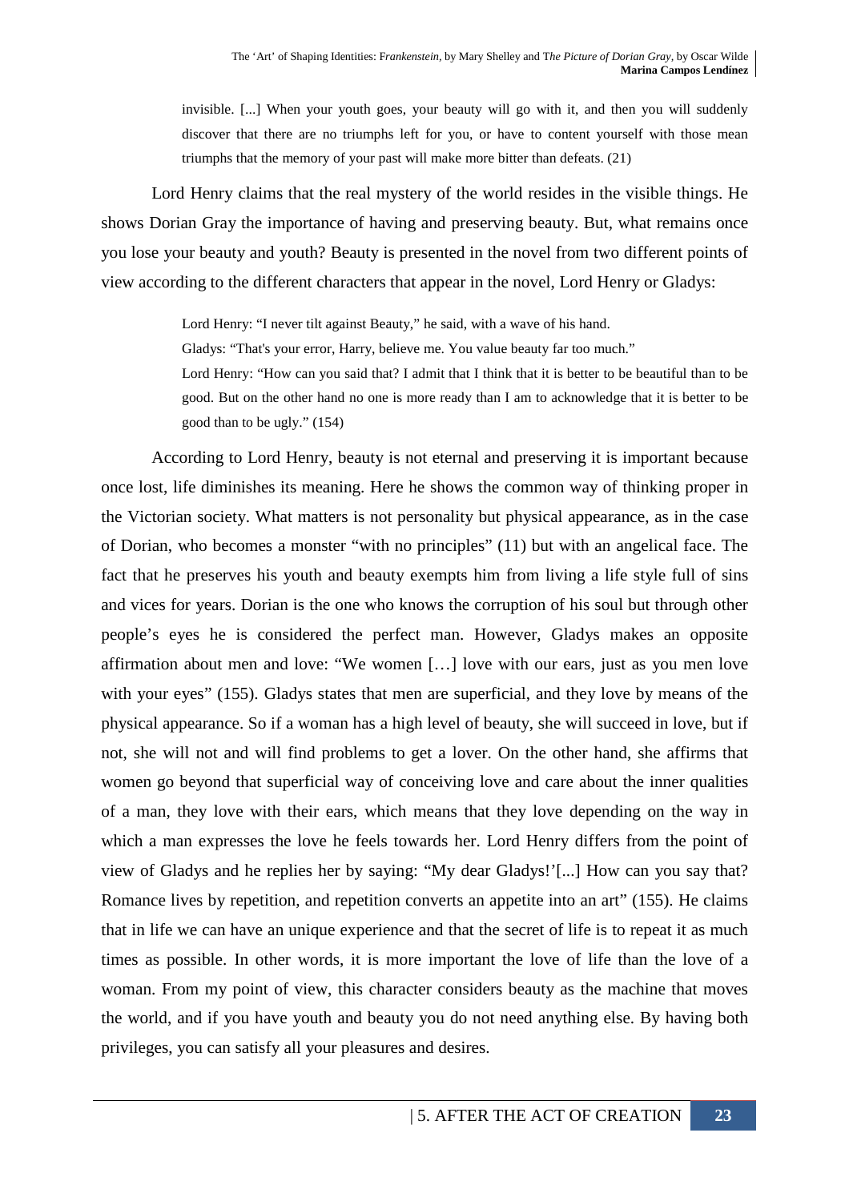> invisible. [...] When your youth goes, your beauty will go with it, and then you will suddenly discover that there are no triumphs left for you, or have to content yourself with those mean triumphs that the memory of your past will make more bitter than defeats. (21)

Lord Henry claims that the real mystery of the world resides in the visible things. He shows Dorian Gray the importance of having and preserving beauty. But, what remains once you lose your beauty and youth? Beauty is presented in the novel from two different points of view according to the different characters that appear in the novel, Lord Henry or Gladys:

> Lord Henry: "I never tilt against Beauty," he said, with a wave of his hand.
>
> Gladys: "That's your error, Harry, believe me. You value beauty far too much."
>
> Lord Henry: "How can you said that? I admit that I think that it is better to be beautiful than to be good. But on the other hand no one is more ready than I am to acknowledge that it is better to be good than to be ugly." (154)

According to Lord Henry, beauty is not eternal and preserving it is important because once lost, life diminishes its meaning. Here he shows the common way of thinking proper in the Victorian society. What matters is not personality but physical appearance, as in the case of Dorian, who becomes a monster "with no principles" (11) but with an angelical face. The fact that he preserves his youth and beauty exempts him from living a life style full of sins and vices for years. Dorian is the one who knows the corruption of his soul but through other people's eyes he is considered the perfect man. However, Gladys makes an opposite affirmation about men and love: "We women […] love with our ears, just as you men love with your eyes" (155). Gladys states that men are superficial, and they love by means of the physical appearance. So if a woman has a high level of beauty, she will succeed in love, but if not, she will not and will find problems to get a lover. On the other hand, she affirms that women go beyond that superficial way of conceiving love and care about the inner qualities of a man, they love with their ears, which means that they love depending on the way in which a man expresses the love he feels towards her. Lord Henry differs from the point of view of Gladys and he replies her by saying: "My dear Gladys!'[...] How can you say that? Romance lives by repetition, and repetition converts an appetite into an art" (155). He claims that in life we can have an unique experience and that the secret of life is to repeat it as much times as possible. In other words, it is more important the love of life than the love of a woman. From my point of view, this character considers beauty as the machine that moves the world, and if you have youth and beauty you do not need anything else. By having both privileges, you can satisfy all your pleasures and desires.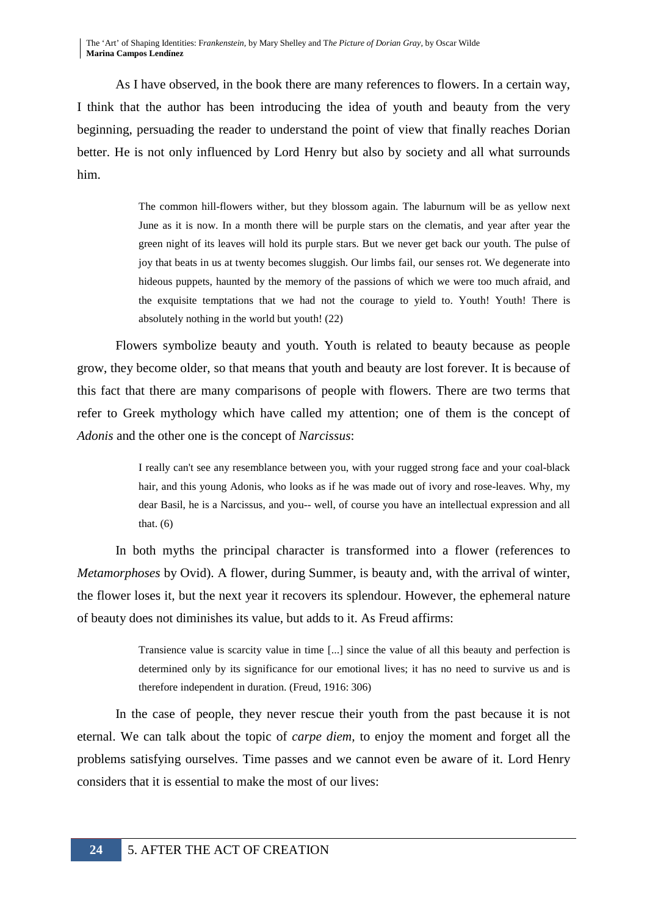As I have observed, in the book there are many references to flowers. In a certain way, I think that the author has been introducing the idea of youth and beauty from the very beginning, persuading the reader to understand the point of view that finally reaches Dorian better. He is not only influenced by Lord Henry but also by society and all what surrounds him.

> The common hill-flowers wither, but they blossom again. The laburnum will be as yellow next June as it is now. In a month there will be purple stars on the clematis, and year after year the green night of its leaves will hold its purple stars. But we never get back our youth. The pulse of joy that beats in us at twenty becomes sluggish. Our limbs fail, our senses rot. We degenerate into hideous puppets, haunted by the memory of the passions of which we were too much afraid, and the exquisite temptations that we had not the courage to yield to. Youth! Youth! There is absolutely nothing in the world but youth! (22)

Flowers symbolize beauty and youth. Youth is related to beauty because as people grow, they become older, so that means that youth and beauty are lost forever. It is because of this fact that there are many comparisons of people with flowers. There are two terms that refer to Greek mythology which have called my attention; one of them is the concept of *Adonis* and the other one is the concept of *Narcissus*:

> I really can't see any resemblance between you, with your rugged strong face and your coal-black hair, and this young Adonis, who looks as if he was made out of ivory and rose-leaves. Why, my dear Basil, he is a Narcissus, and you-- well, of course you have an intellectual expression and all that. (6)

In both myths the principal character is transformed into a flower (references to *Metamorphoses* by Ovid). A flower, during Summer, is beauty and, with the arrival of winter, the flower loses it, but the next year it recovers its splendour. However, the ephemeral nature of beauty does not diminishes its value, but adds to it. As Freud affirms:

> Transience value is scarcity value in time [...] since the value of all this beauty and perfection is determined only by its significance for our emotional lives; it has no need to survive us and is therefore independent in duration. (Freud, 1916: 306)

In the case of people, they never rescue their youth from the past because it is not eternal. We can talk about the topic of *carpe diem*, to enjoy the moment and forget all the problems satisfying ourselves. Time passes and we cannot even be aware of it. Lord Henry considers that it is essential to make the most of our lives: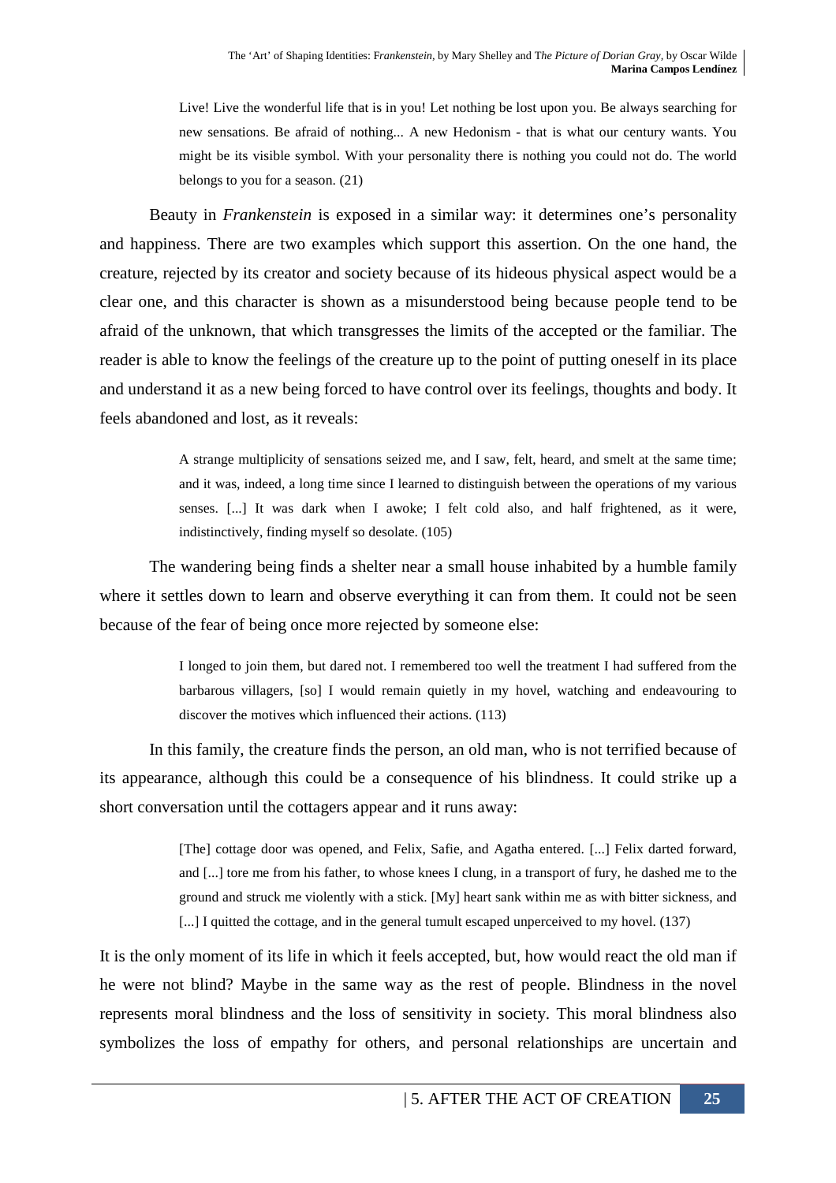> Live! Live the wonderful life that is in you! Let nothing be lost upon you. Be always searching for new sensations. Be afraid of nothing... A new Hedonism - that is what our century wants. You might be its visible symbol. With your personality there is nothing you could not do. The world belongs to you for a season. (21)

Beauty in *Frankenstein* is exposed in a similar way: it determines one's personality and happiness. There are two examples which support this assertion. On the one hand, the creature, rejected by its creator and society because of its hideous physical aspect would be a clear one, and this character is shown as a misunderstood being because people tend to be afraid of the unknown, that which transgresses the limits of the accepted or the familiar. The reader is able to know the feelings of the creature up to the point of putting oneself in its place and understand it as a new being forced to have control over its feelings, thoughts and body. It feels abandoned and lost, as it reveals:

> A strange multiplicity of sensations seized me, and I saw, felt, heard, and smelt at the same time; and it was, indeed, a long time since I learned to distinguish between the operations of my various senses. [...] It was dark when I awoke; I felt cold also, and half frightened, as it were, indistinctively, finding myself so desolate. (105)

The wandering being finds a shelter near a small house inhabited by a humble family where it settles down to learn and observe everything it can from them. It could not be seen because of the fear of being once more rejected by someone else:

> I longed to join them, but dared not. I remembered too well the treatment I had suffered from the barbarous villagers, [so] I would remain quietly in my hovel, watching and endeavouring to discover the motives which influenced their actions. (113)

In this family, the creature finds the person, an old man, who is not terrified because of its appearance, although this could be a consequence of his blindness. It could strike up a short conversation until the cottagers appear and it runs away:

> [The] cottage door was opened, and Felix, Safie, and Agatha entered. [...] Felix darted forward, and [...] tore me from his father, to whose knees I clung, in a transport of fury, he dashed me to the ground and struck me violently with a stick. [My] heart sank within me as with bitter sickness, and [...] I quitted the cottage, and in the general tumult escaped unperceived to my hovel. (137)

It is the only moment of its life in which it feels accepted, but, how would react the old man if he were not blind? Maybe in the same way as the rest of people. Blindness in the novel represents moral blindness and the loss of sensitivity in society. This moral blindness also symbolizes the loss of empathy for others, and personal relationships are uncertain and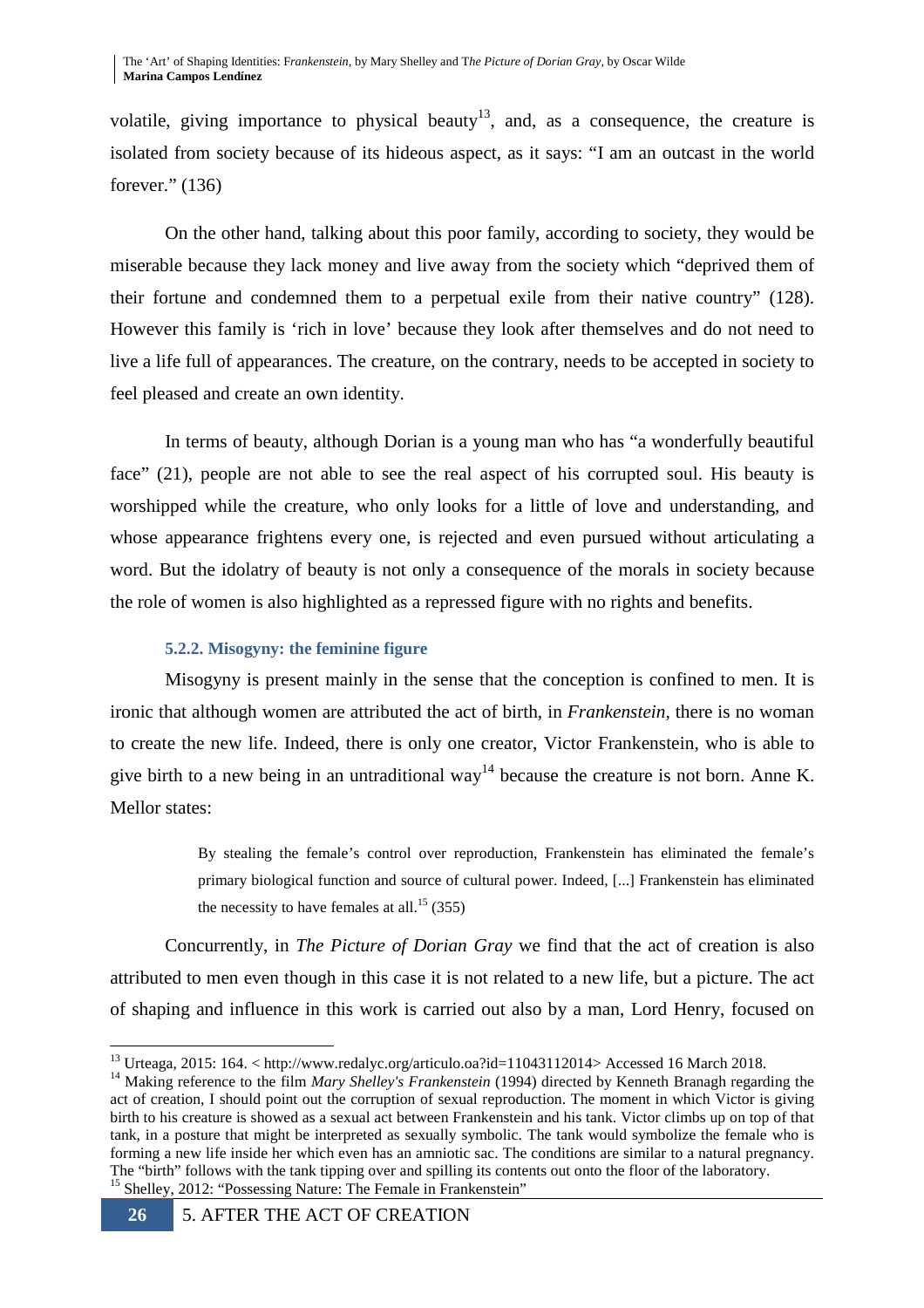volatile, giving importance to physical beauty[13], and, as a consequence, the creature is isolated from society because of its hideous aspect, as it says: "I am an outcast in the world forever." (136)

On the other hand, talking about this poor family, according to society, they would be miserable because they lack money and live away from the society which "deprived them of their fortune and condemned them to a perpetual exile from their native country" (128). However this family is 'rich in love' because they look after themselves and do not need to live a life full of appearances. The creature, on the contrary, needs to be accepted in society to feel pleased and create an own identity.

In terms of beauty, although Dorian is a young man who has "a wonderfully beautiful face" (21), people are not able to see the real aspect of his corrupted soul. His beauty is worshipped while the creature, who only looks for a little of love and understanding, and whose appearance frightens every one, is rejected and even pursued without articulating a word. But the idolatry of beauty is not only a consequence of the morals in society because the role of women is also highlighted as a repressed figure with no rights and benefits.

#### 5.2.2. Misogyny: the feminine figure

Misogyny is present mainly in the sense that the conception is confined to men. It is ironic that although women are attributed the act of birth, in *Frankenstein*, there is no woman to create the new life. Indeed, there is only one creator, Victor Frankenstein, who is able to give birth to a new being in an untraditional way[14] because the creature is not born. Anne K. Mellor states:

> By stealing the female's control over reproduction, Frankenstein has eliminated the female's primary biological function and source of cultural power. Indeed, [...] Frankenstein has eliminated the necessity to have females at all.[15] (355)

Concurrently, in *The Picture of Dorian Gray* we find that the act of creation is also attributed to men even though in this case it is not related to a new life, but a picture. The act of shaping and influence in this work is carried out also by a man, Lord Henry, focused on

---

[13] Urteaga, 2015: 164. < http://www.redalyc.org/articulo.oa?id=11043112014> Accessed 16 March 2018.

[14] Making reference to the film *Mary Shelley's Frankenstein* (1994) directed by Kenneth Branagh regarding the act of creation, I should point out the corruption of sexual reproduction. The moment in which Victor is giving birth to his creature is showed as a sexual act between Frankenstein and his tank. Victor climbs up on top of that tank, in a posture that might be interpreted as sexually symbolic. The tank would symbolize the female who is forming a new life inside her which even has an amniotic sac. The conditions are similar to a natural pregnancy. The "birth" follows with the tank tipping over and spilling its contents out onto the floor of the laboratory.

[15] Shelley, 2012: "Possessing Nature: The Female in Frankenstein"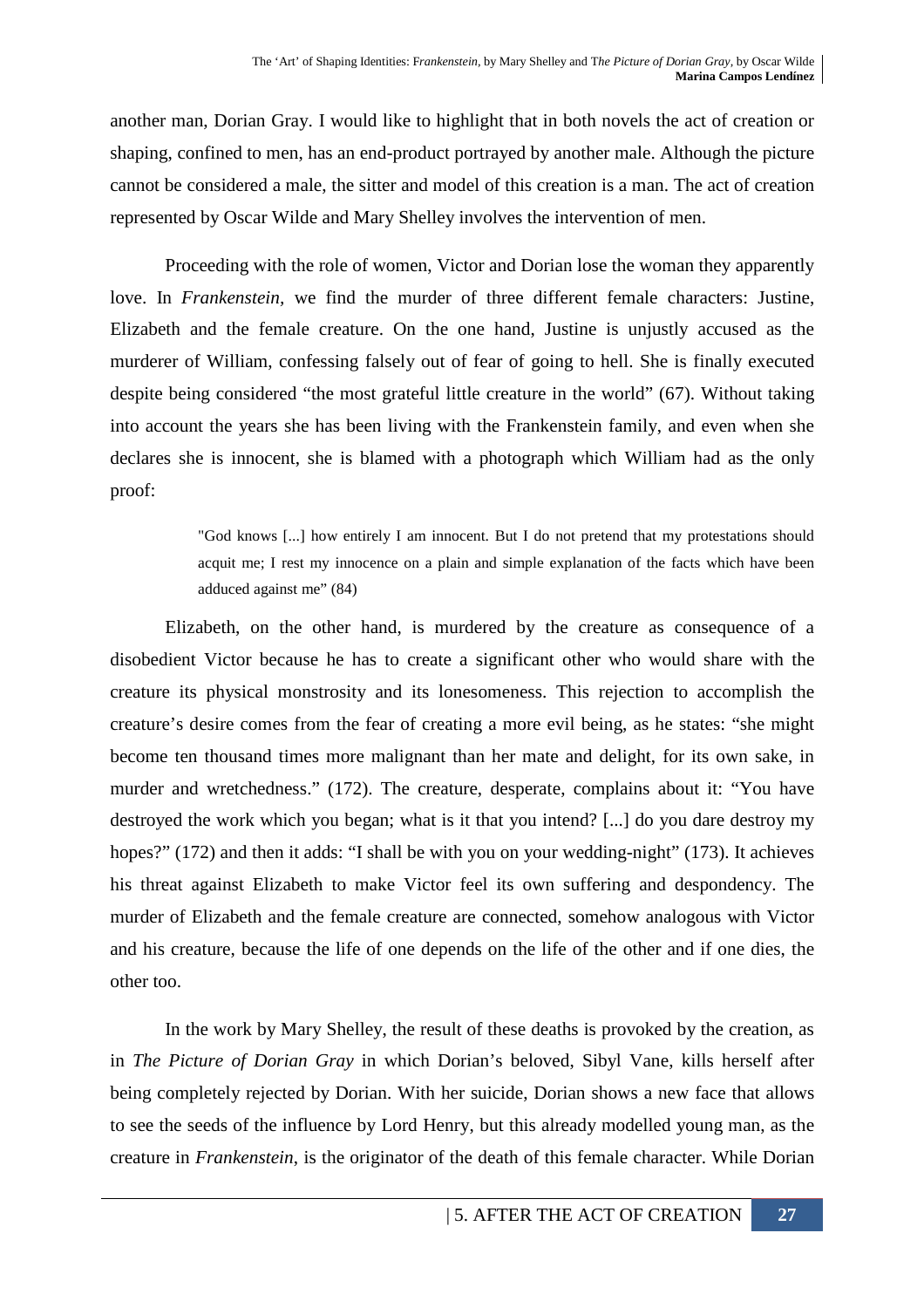another man, Dorian Gray. I would like to highlight that in both novels the act of creation or shaping, confined to men, has an end-product portrayed by another male. Although the picture cannot be considered a male, the sitter and model of this creation is a man. The act of creation represented by Oscar Wilde and Mary Shelley involves the intervention of men.

Proceeding with the role of women, Victor and Dorian lose the woman they apparently love. In *Frankenstein,* we find the murder of three different female characters: Justine, Elizabeth and the female creature. On the one hand, Justine is unjustly accused as the murderer of William, confessing falsely out of fear of going to hell. She is finally executed despite being considered "the most grateful little creature in the world" (67). Without taking into account the years she has been living with the Frankenstein family, and even when she declares she is innocent, she is blamed with a photograph which William had as the only proof:

> "God knows [...] how entirely I am innocent. But I do not pretend that my protestations should acquit me; I rest my innocence on a plain and simple explanation of the facts which have been adduced against me" (84)

Elizabeth, on the other hand, is murdered by the creature as consequence of a disobedient Victor because he has to create a significant other who would share with the creature its physical monstrosity and its lonesomeness. This rejection to accomplish the creature's desire comes from the fear of creating a more evil being, as he states: "she might become ten thousand times more malignant than her mate and delight, for its own sake, in murder and wretchedness." (172). The creature, desperate, complains about it: "You have destroyed the work which you began; what is it that you intend? [...] do you dare destroy my hopes?" (172) and then it adds: "I shall be with you on your wedding-night" (173). It achieves his threat against Elizabeth to make Victor feel its own suffering and despondency. The murder of Elizabeth and the female creature are connected, somehow analogous with Victor and his creature, because the life of one depends on the life of the other and if one dies, the other too.

In the work by Mary Shelley, the result of these deaths is provoked by the creation, as in *The Picture of Dorian Gray* in which Dorian's beloved, Sibyl Vane, kills herself after being completely rejected by Dorian. With her suicide, Dorian shows a new face that allows to see the seeds of the influence by Lord Henry, but this already modelled young man, as the creature in *Frankenstein*, is the originator of the death of this female character. While Dorian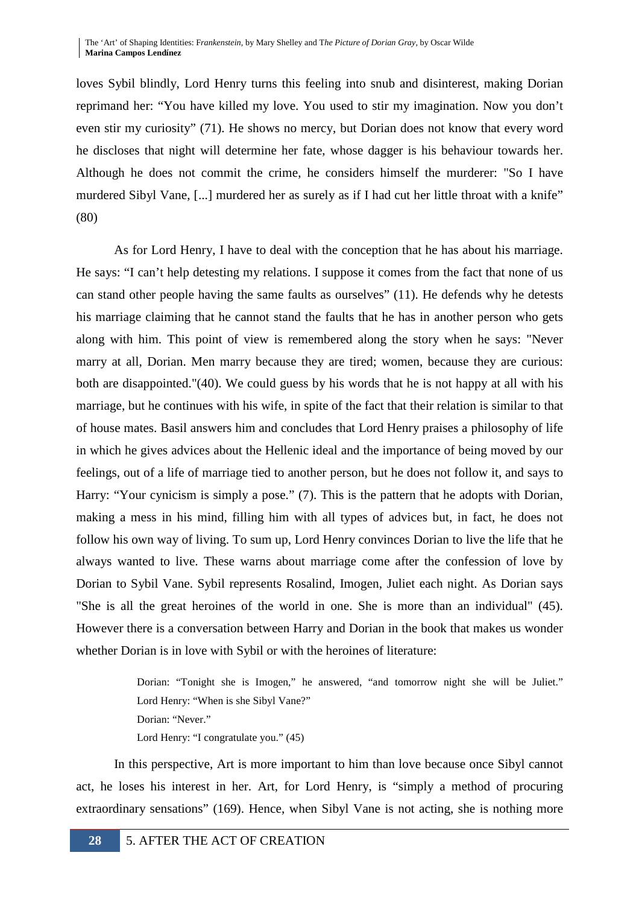loves Sybil blindly, Lord Henry turns this feeling into snub and disinterest, making Dorian reprimand her: “You have killed my love. You used to stir my imagination. Now you don’t even stir my curiosity” (71). He shows no mercy, but Dorian does not know that every word he discloses that night will determine her fate, whose dagger is his behaviour towards her. Although he does not commit the crime, he considers himself the murderer: "So I have murdered Sibyl Vane, [...] murdered her as surely as if I had cut her little throat with a knife" (80)

As for Lord Henry, I have to deal with the conception that he has about his marriage. He says: “I can’t help detesting my relations. I suppose it comes from the fact that none of us can stand other people having the same faults as ourselves” (11). He defends why he detests his marriage claiming that he cannot stand the faults that he has in another person who gets along with him. This point of view is remembered along the story when he says: "Never marry at all, Dorian. Men marry because they are tired; women, because they are curious: both are disappointed."(40). We could guess by his words that he is not happy at all with his marriage, but he continues with his wife, in spite of the fact that their relation is similar to that of house mates. Basil answers him and concludes that Lord Henry praises a philosophy of life in which he gives advices about the Hellenic ideal and the importance of being moved by our feelings, out of a life of marriage tied to another person, but he does not follow it, and says to Harry: “Your cynicism is simply a pose.” (7). This is the pattern that he adopts with Dorian, making a mess in his mind, filling him with all types of advices but, in fact, he does not follow his own way of living. To sum up, Lord Henry convinces Dorian to live the life that he always wanted to live. These warns about marriage come after the confession of love by Dorian to Sybil Vane. Sybil represents Rosalind, Imogen, Juliet each night. As Dorian says "She is all the great heroines of the world in one. She is more than an individual" (45). However there is a conversation between Harry and Dorian in the book that makes us wonder whether Dorian is in love with Sybil or with the heroines of literature:

> Dorian: “Tonight she is Imogen,” he answered, “and tomorrow night she will be Juliet.”
> Lord Henry: “When is she Sibyl Vane?”
> Dorian: “Never.”
> Lord Henry: “I congratulate you.” (45)

In this perspective, Art is more important to him than love because once Sibyl cannot act, he loses his interest in her. Art, for Lord Henry, is “simply a method of procuring extraordinary sensations” (169). Hence, when Sibyl Vane is not acting, she is nothing more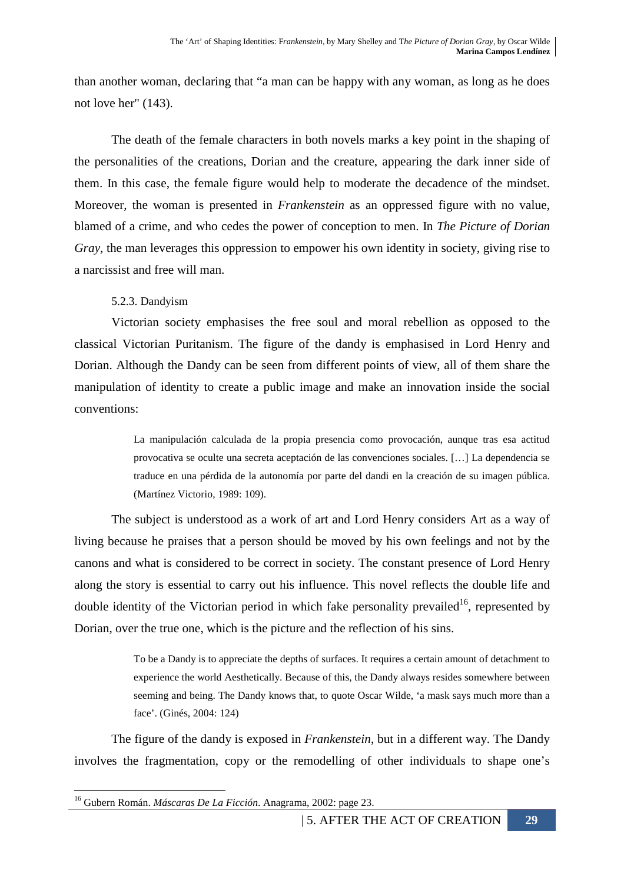than another woman, declaring that "a man can be happy with any woman, as long as he does not love her" (143).

The death of the female characters in both novels marks a key point in the shaping of the personalities of the creations, Dorian and the creature, appearing the dark inner side of them. In this case, the female figure would help to moderate the decadence of the mindset. Moreover, the woman is presented in *Frankenstein* as an oppressed figure with no value, blamed of a crime, and who cedes the power of conception to men. In *The Picture of Dorian Gray*, the man leverages this oppression to empower his own identity in society, giving rise to a narcissist and free will man.

#### 5.2.3. Dandyism

Victorian society emphasises the free soul and moral rebellion as opposed to the classical Victorian Puritanism. The figure of the dandy is emphasised in Lord Henry and Dorian. Although the Dandy can be seen from different points of view, all of them share the manipulation of identity to create a public image and make an innovation inside the social conventions:

> La manipulación calculada de la propia presencia como provocación, aunque tras esa actitud provocativa se oculte una secreta aceptación de las convenciones sociales. […] La dependencia se traduce en una pérdida de la autonomía por parte del dandi en la creación de su imagen pública. (Martínez Victorio, 1989: 109).

The subject is understood as a work of art and Lord Henry considers Art as a way of living because he praises that a person should be moved by his own feelings and not by the canons and what is considered to be correct in society. The constant presence of Lord Henry along the story is essential to carry out his influence. This novel reflects the double life and double identity of the Victorian period in which fake personality prevailed[16], represented by Dorian, over the true one, which is the picture and the reflection of his sins.

> To be a Dandy is to appreciate the depths of surfaces. It requires a certain amount of detachment to experience the world Aesthetically. Because of this, the Dandy always resides somewhere between seeming and being. The Dandy knows that, to quote Oscar Wilde, 'a mask says much more than a face'. (Ginés, 2004: 124)

The figure of the dandy is exposed in *Frankenstein*, but in a different way. The Dandy involves the fragmentation, copy or the remodelling of other individuals to shape one's

[16] Gubern Román. *Máscaras De La Ficción.* Anagrama, 2002: page 23.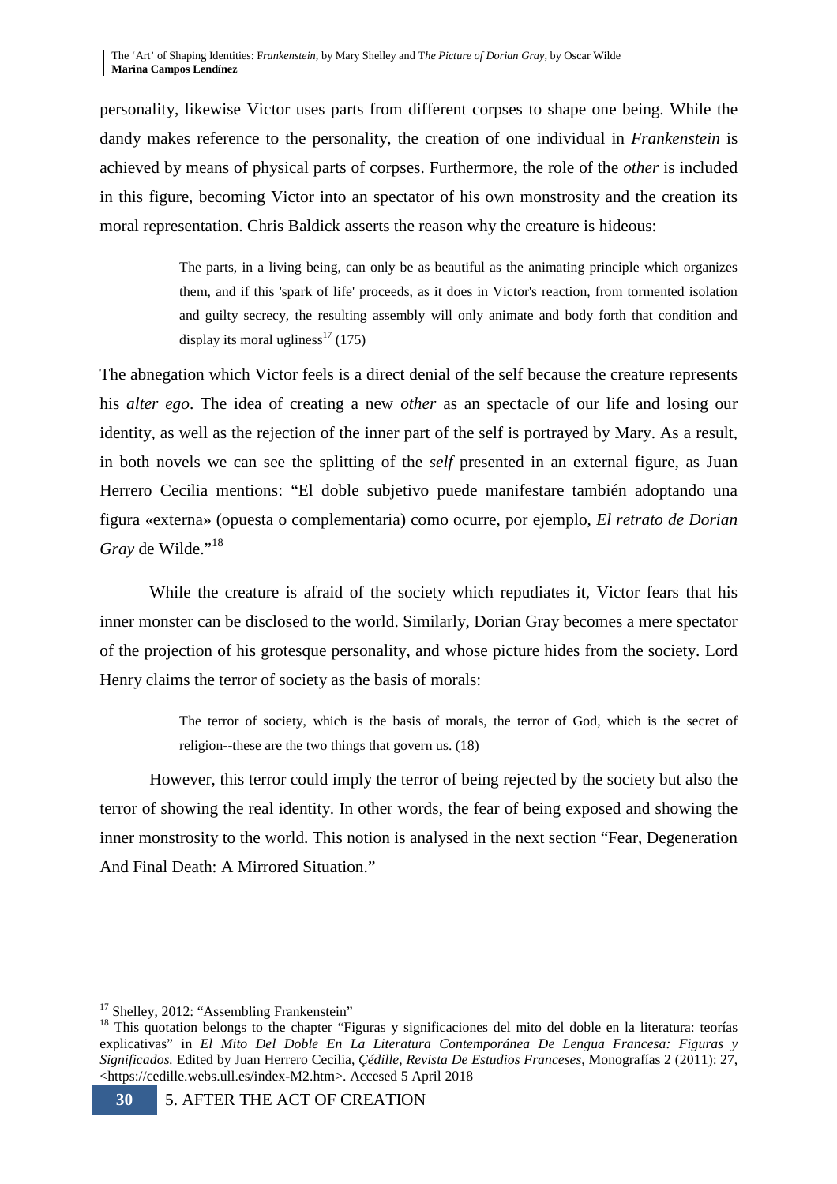personality, likewise Victor uses parts from different corpses to shape one being. While the dandy makes reference to the personality, the creation of one individual in *Frankenstein* is achieved by means of physical parts of corpses. Furthermore, the role of the *other* is included in this figure, becoming Victor into an spectator of his own monstrosity and the creation its moral representation. Chris Baldick asserts the reason why the creature is hideous:

> The parts, in a living being, can only be as beautiful as the animating principle which organizes them, and if this 'spark of life' proceeds, as it does in Victor's reaction, from tormented isolation and guilty secrecy, the resulting assembly will only animate and body forth that condition and display its moral ugliness[17] (175)

The abnegation which Victor feels is a direct denial of the self because the creature represents his *alter ego*. The idea of creating a new *other* as an spectacle of our life and losing our identity, as well as the rejection of the inner part of the self is portrayed by Mary. As a result, in both novels we can see the splitting of the *self* presented in an external figure, as Juan Herrero Cecilia mentions: "El doble subjetivo puede manifestare también adoptando una figura «externa» (opuesta o complementaria) como ocurre, por ejemplo, *El retrato de Dorian Gray* de Wilde."[18]

While the creature is afraid of the society which repudiates it, Victor fears that his inner monster can be disclosed to the world. Similarly, Dorian Gray becomes a mere spectator of the projection of his grotesque personality, and whose picture hides from the society. Lord Henry claims the terror of society as the basis of morals:

> The terror of society, which is the basis of morals, the terror of God, which is the secret of religion--these are the two things that govern us. (18)

However, this terror could imply the terror of being rejected by the society but also the terror of showing the real identity. In other words, the fear of being exposed and showing the inner monstrosity to the world. This notion is analysed in the next section "Fear, Degeneration And Final Death: A Mirrored Situation."

---

[17] Shelley, 2012: "Assembling Frankenstein"

[18] This quotation belongs to the chapter "Figuras y significaciones del mito del doble en la literatura: teorías explicativas" in *El Mito Del Doble En La Literatura Contemporánea De Lengua Francesa: Figuras y Significados.* Edited by Juan Herrero Cecilia, *Çédille, Revista De Estudios Franceses*, Monografías 2 (2011): 27, <https://cedille.webs.ull.es/index-M2.htm>. Accesed 5 April 2018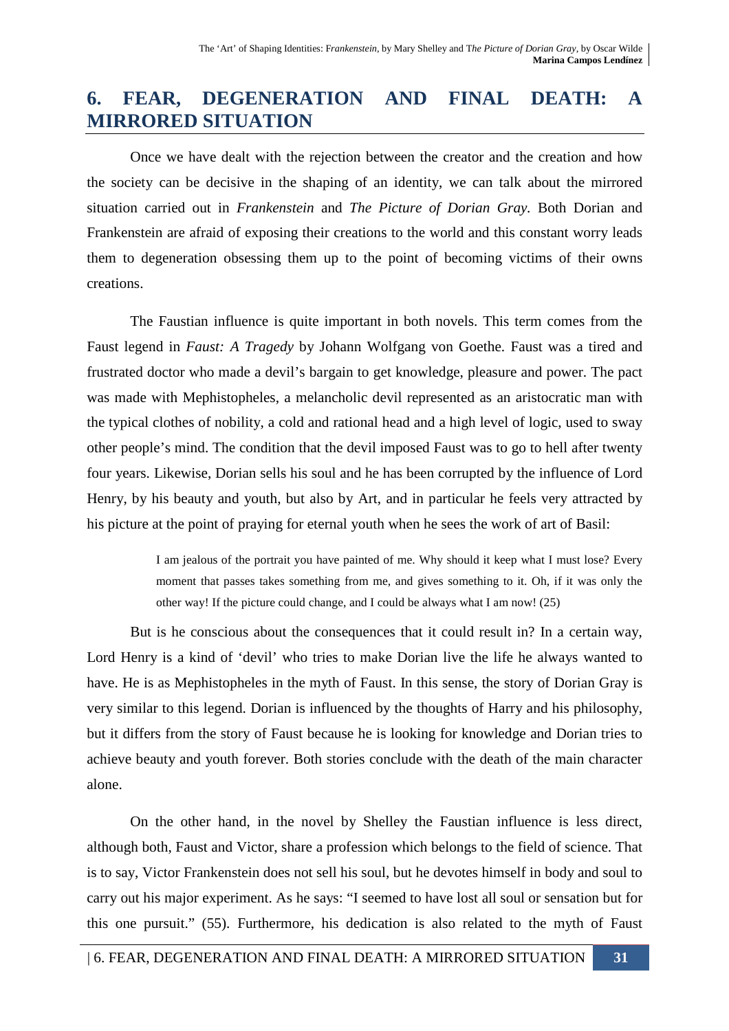# 6. FEAR, DEGENERATION AND FINAL DEATH: A MIRRORED SITUATION

Once we have dealt with the rejection between the creator and the creation and how the society can be decisive in the shaping of an identity, we can talk about the mirrored situation carried out in *Frankenstein* and *The Picture of Dorian Gray*. Both Dorian and Frankenstein are afraid of exposing their creations to the world and this constant worry leads them to degeneration obsessing them up to the point of becoming victims of their owns creations.

The Faustian influence is quite important in both novels. This term comes from the Faust legend in *Faust: A Tragedy* by Johann Wolfgang von Goethe. Faust was a tired and frustrated doctor who made a devil's bargain to get knowledge, pleasure and power. The pact was made with Mephistopheles, a melancholic devil represented as an aristocratic man with the typical clothes of nobility, a cold and rational head and a high level of logic, used to sway other people's mind. The condition that the devil imposed Faust was to go to hell after twenty four years. Likewise, Dorian sells his soul and he has been corrupted by the influence of Lord Henry, by his beauty and youth, but also by Art, and in particular he feels very attracted by his picture at the point of praying for eternal youth when he sees the work of art of Basil:

> I am jealous of the portrait you have painted of me. Why should it keep what I must lose? Every moment that passes takes something from me, and gives something to it. Oh, if it was only the other way! If the picture could change, and I could be always what I am now! (25)

But is he conscious about the consequences that it could result in? In a certain way, Lord Henry is a kind of 'devil' who tries to make Dorian live the life he always wanted to have. He is as Mephistopheles in the myth of Faust. In this sense, the story of Dorian Gray is very similar to this legend. Dorian is influenced by the thoughts of Harry and his philosophy, but it differs from the story of Faust because he is looking for knowledge and Dorian tries to achieve beauty and youth forever. Both stories conclude with the death of the main character alone.

On the other hand, in the novel by Shelley the Faustian influence is less direct, although both, Faust and Victor, share a profession which belongs to the field of science. That is to say, Victor Frankenstein does not sell his soul, but he devotes himself in body and soul to carry out his major experiment. As he says: "I seemed to have lost all soul or sensation but for this one pursuit." (55). Furthermore, his dedication is also related to the myth of Faust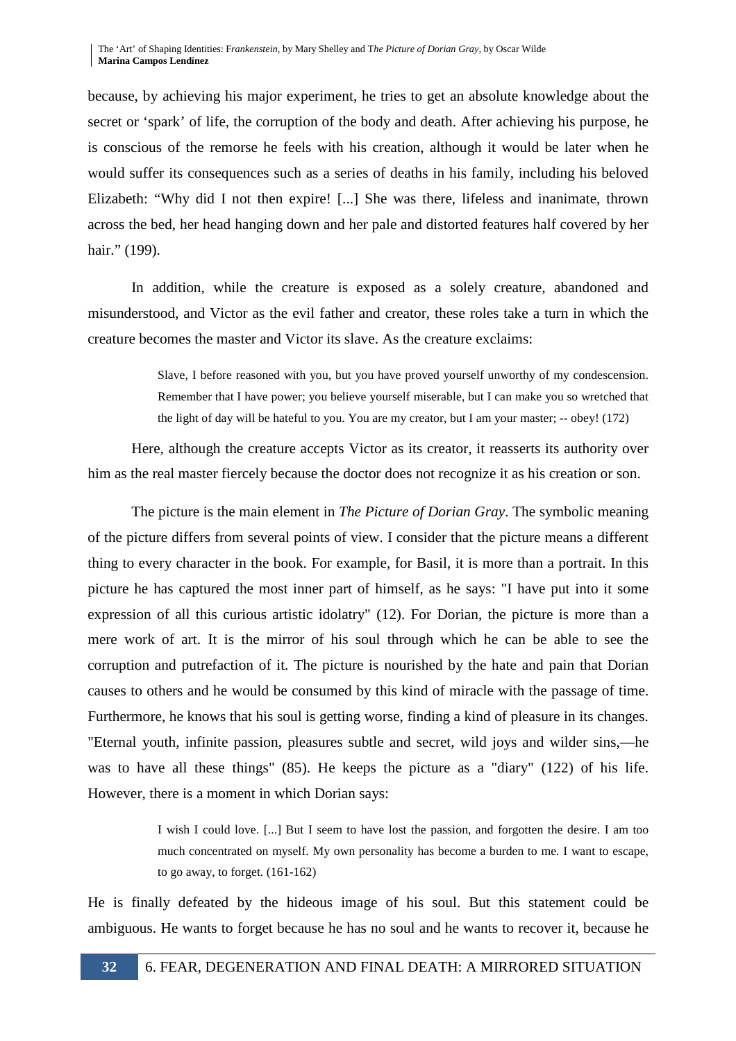because, by achieving his major experiment, he tries to get an absolute knowledge about the secret or 'spark' of life, the corruption of the body and death. After achieving his purpose, he is conscious of the remorse he feels with his creation, although it would be later when he would suffer its consequences such as a series of deaths in his family, including his beloved Elizabeth: "Why did I not then expire! [...] She was there, lifeless and inanimate, thrown across the bed, her head hanging down and her pale and distorted features half covered by her hair." (199).

In addition, while the creature is exposed as a solely creature, abandoned and misunderstood, and Victor as the evil father and creator, these roles take a turn in which the creature becomes the master and Victor its slave. As the creature exclaims:

> Slave, I before reasoned with you, but you have proved yourself unworthy of my condescension. Remember that I have power; you believe yourself miserable, but I can make you so wretched that the light of day will be hateful to you. You are my creator, but I am your master; -- obey! (172)

Here, although the creature accepts Victor as its creator, it reasserts its authority over him as the real master fiercely because the doctor does not recognize it as his creation or son.

The picture is the main element in *The Picture of Dorian Gray*. The symbolic meaning of the picture differs from several points of view. I consider that the picture means a different thing to every character in the book. For example, for Basil, it is more than a portrait. In this picture he has captured the most inner part of himself, as he says: "I have put into it some expression of all this curious artistic idolatry" (12). For Dorian, the picture is more than a mere work of art. It is the mirror of his soul through which he can be able to see the corruption and putrefaction of it. The picture is nourished by the hate and pain that Dorian causes to others and he would be consumed by this kind of miracle with the passage of time. Furthermore, he knows that his soul is getting worse, finding a kind of pleasure in its changes. "Eternal youth, infinite passion, pleasures subtle and secret, wild joys and wilder sins,—he was to have all these things" (85). He keeps the picture as a "diary" (122) of his life. However, there is a moment in which Dorian says:

> I wish I could love. [...] But I seem to have lost the passion, and forgotten the desire. I am too much concentrated on myself. My own personality has become a burden to me. I want to escape, to go away, to forget. (161-162)

He is finally defeated by the hideous image of his soul. But this statement could be ambiguous. He wants to forget because he has no soul and he wants to recover it, because he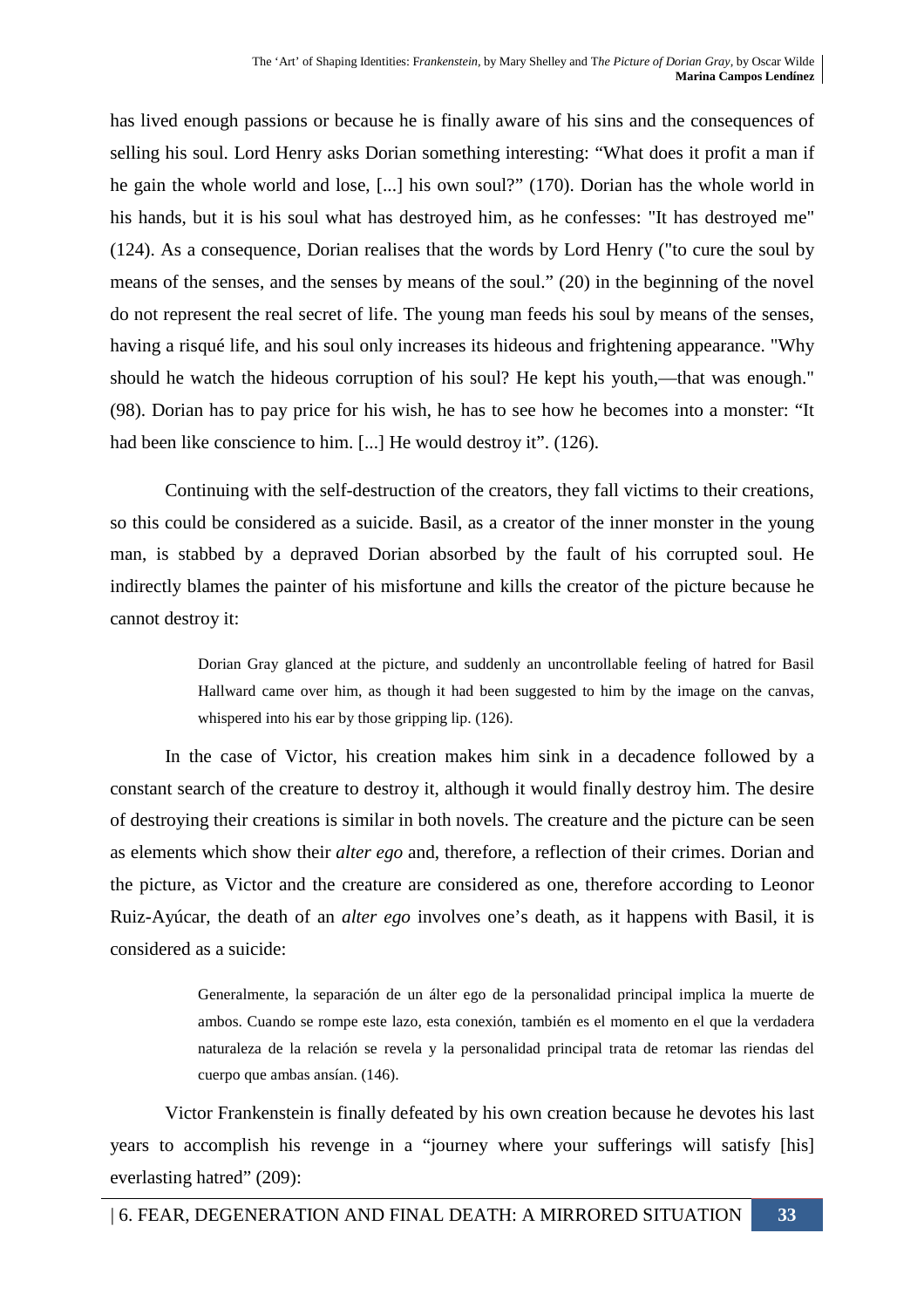has lived enough passions or because he is finally aware of his sins and the consequences of selling his soul. Lord Henry asks Dorian something interesting: "What does it profit a man if he gain the whole world and lose, [...] his own soul?" (170). Dorian has the whole world in his hands, but it is his soul what has destroyed him, as he confesses: "It has destroyed me" (124). As a consequence, Dorian realises that the words by Lord Henry ("to cure the soul by means of the senses, and the senses by means of the soul." (20) in the beginning of the novel do not represent the real secret of life. The young man feeds his soul by means of the senses, having a risqué life, and his soul only increases its hideous and frightening appearance. "Why should he watch the hideous corruption of his soul? He kept his youth,—that was enough." (98). Dorian has to pay price for his wish, he has to see how he becomes into a monster: "It had been like conscience to him. [...] He would destroy it". (126).

Continuing with the self-destruction of the creators, they fall victims to their creations, so this could be considered as a suicide. Basil, as a creator of the inner monster in the young man, is stabbed by a depraved Dorian absorbed by the fault of his corrupted soul. He indirectly blames the painter of his misfortune and kills the creator of the picture because he cannot destroy it:

> Dorian Gray glanced at the picture, and suddenly an uncontrollable feeling of hatred for Basil Hallward came over him, as though it had been suggested to him by the image on the canvas, whispered into his ear by those gripping lip. (126).

In the case of Victor, his creation makes him sink in a decadence followed by a constant search of the creature to destroy it, although it would finally destroy him. The desire of destroying their creations is similar in both novels. The creature and the picture can be seen as elements which show their *alter ego* and, therefore, a reflection of their crimes. Dorian and the picture, as Victor and the creature are considered as one, therefore according to Leonor Ruiz-Ayúcar, the death of an *alter ego* involves one's death, as it happens with Basil, it is considered as a suicide:

> Generalmente, la separación de un álter ego de la personalidad principal implica la muerte de ambos. Cuando se rompe este lazo, esta conexión, también es el momento en el que la verdadera naturaleza de la relación se revela y la personalidad principal trata de retomar las riendas del cuerpo que ambas ansían. (146).

Victor Frankenstein is finally defeated by his own creation because he devotes his last years to accomplish his revenge in a "journey where your sufferings will satisfy [his] everlasting hatred" (209):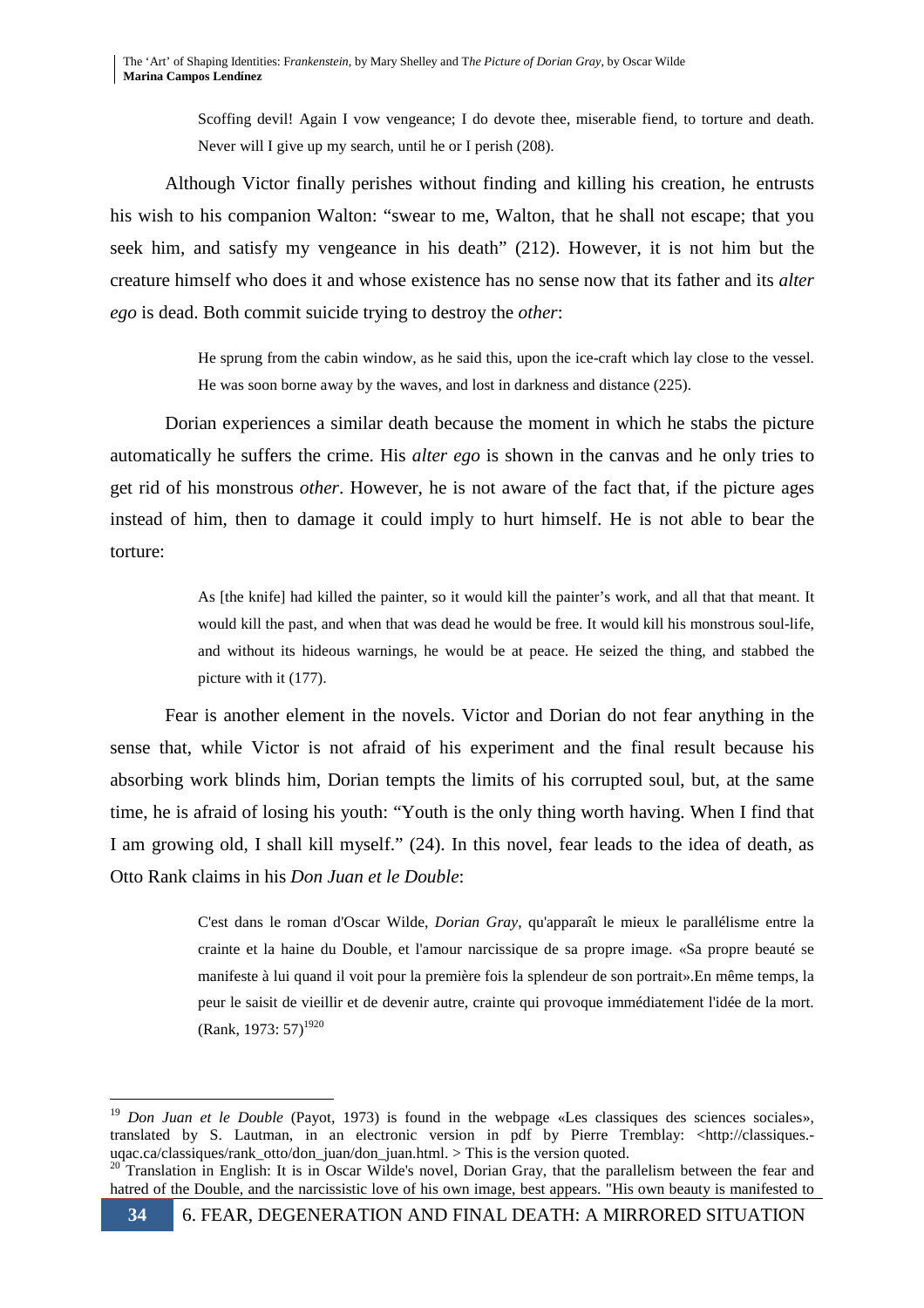> Scoffing devil! Again I vow vengeance; I do devote thee, miserable fiend, to torture and death. Never will I give up my search, until he or I perish (208).

Although Victor finally perishes without finding and killing his creation, he entrusts his wish to his companion Walton: "swear to me, Walton, that he shall not escape; that you seek him, and satisfy my vengeance in his death" (212). However, it is not him but the creature himself who does it and whose existence has no sense now that its father and its *alter ego* is dead. Both commit suicide trying to destroy the *other*:

> He sprung from the cabin window, as he said this, upon the ice-craft which lay close to the vessel. He was soon borne away by the waves, and lost in darkness and distance (225).

Dorian experiences a similar death because the moment in which he stabs the picture automatically he suffers the crime. His *alter ego* is shown in the canvas and he only tries to get rid of his monstrous *other*. However, he is not aware of the fact that, if the picture ages instead of him, then to damage it could imply to hurt himself. He is not able to bear the torture:

> As [the knife] had killed the painter, so it would kill the painter's work, and all that that meant. It would kill the past, and when that was dead he would be free. It would kill his monstrous soul-life, and without its hideous warnings, he would be at peace. He seized the thing, and stabbed the picture with it (177).

Fear is another element in the novels. Victor and Dorian do not fear anything in the sense that, while Victor is not afraid of his experiment and the final result because his absorbing work blinds him, Dorian tempts the limits of his corrupted soul, but, at the same time, he is afraid of losing his youth: "Youth is the only thing worth having. When I find that I am growing old, I shall kill myself." (24). In this novel, fear leads to the idea of death, as Otto Rank claims in his *Don Juan et le Double*:

> C'est dans le roman d'Oscar Wilde, *Dorian Gray*, qu'apparaît le mieux le parallélisme entre la crainte et la haine du Double, et l'amour narcissique de sa propre image. «Sa propre beauté se manifeste à lui quand il voit pour la première fois la splendeur de son portrait».En même temps, la peur le saisit de vieillir et de devenir autre, crainte qui provoque immédiatement l'idée de la mort. (Rank, 1973: 57)[19][20]

---

[19] *Don Juan et le Double* (Payot, 1973) is found in the webpage «Les classiques des sciences sociales», translated by S. Lautman, in an electronic version in pdf by Pierre Tremblay: <http://classiques.-uqac.ca/classiques/rank_otto/don_juan/don_juan.html. > This is the version quoted.

[20] Translation in English: It is in Oscar Wilde's novel, Dorian Gray, that the parallelism between the fear and hatred of the Double, and the narcissistic love of his own image, best appears. "His own beauty is manifested to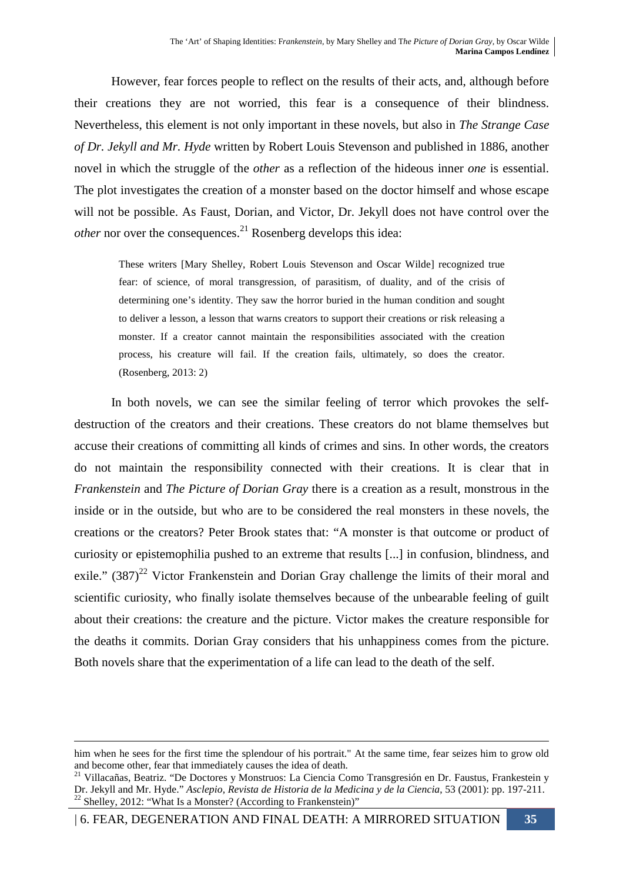However, fear forces people to reflect on the results of their acts, and, although before their creations they are not worried, this fear is a consequence of their blindness. Nevertheless, this element is not only important in these novels, but also in *The Strange Case of Dr. Jekyll and Mr. Hyde* written by Robert Louis Stevenson and published in 1886, another novel in which the struggle of the *other* as a reflection of the hideous inner *one* is essential. The plot investigates the creation of a monster based on the doctor himself and whose escape will not be possible. As Faust, Dorian, and Victor, Dr. Jekyll does not have control over the *other* nor over the consequences.[21] Rosenberg develops this idea:

> These writers [Mary Shelley, Robert Louis Stevenson and Oscar Wilde] recognized true fear: of science, of moral transgression, of parasitism, of duality, and of the crisis of determining one's identity. They saw the horror buried in the human condition and sought to deliver a lesson, a lesson that warns creators to support their creations or risk releasing a monster. If a creator cannot maintain the responsibilities associated with the creation process, his creature will fail. If the creation fails, ultimately, so does the creator. (Rosenberg, 2013: 2)

In both novels, we can see the similar feeling of terror which provokes the self-destruction of the creators and their creations. These creators do not blame themselves but accuse their creations of committing all kinds of crimes and sins. In other words, the creators do not maintain the responsibility connected with their creations. It is clear that in *Frankenstein* and *The Picture of Dorian Gray* there is a creation as a result, monstrous in the inside or in the outside, but who are to be considered the real monsters in these novels, the creations or the creators? Peter Brook states that: "A monster is that outcome or product of curiosity or epistemophilia pushed to an extreme that results [...] in confusion, blindness, and exile." (387)[22] Victor Frankenstein and Dorian Gray challenge the limits of their moral and scientific curiosity, who finally isolate themselves because of the unbearable feeling of guilt about their creations: the creature and the picture. Victor makes the creature responsible for the deaths it commits. Dorian Gray considers that his unhappiness comes from the picture. Both novels share that the experimentation of a life can lead to the death of the self.

---

him when he sees for the first time the splendour of his portrait." At the same time, fear seizes him to grow old and become other, fear that immediately causes the idea of death.

[21] Villacañas, Beatriz. "De Doctores y Monstruos: La Ciencia Como Transgresión en Dr. Faustus, Frankestein y Dr. Jekyll and Mr. Hyde." *Asclepio, Revista de Historia de la Medicina y de la Ciencia*, 53 (2001): pp. 197-211.

[22] Shelley, 2012: "What Is a Monster? (According to Frankenstein)"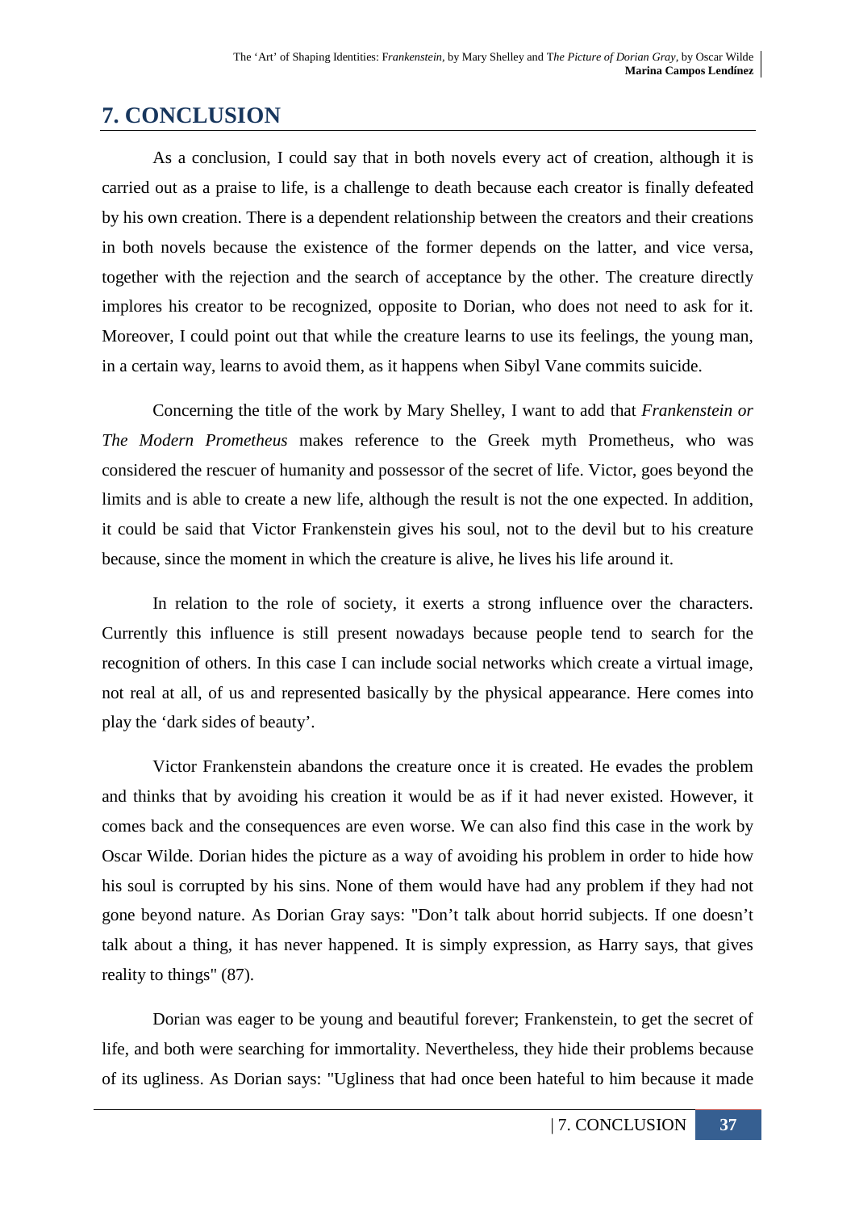# 7. CONCLUSION

As a conclusion, I could say that in both novels every act of creation, although it is carried out as a praise to life, is a challenge to death because each creator is finally defeated by his own creation. There is a dependent relationship between the creators and their creations in both novels because the existence of the former depends on the latter, and vice versa, together with the rejection and the search of acceptance by the other. The creature directly implores his creator to be recognized, opposite to Dorian, who does not need to ask for it. Moreover, I could point out that while the creature learns to use its feelings, the young man, in a certain way, learns to avoid them, as it happens when Sibyl Vane commits suicide.

Concerning the title of the work by Mary Shelley, I want to add that *Frankenstein or The Modern Prometheus* makes reference to the Greek myth Prometheus, who was considered the rescuer of humanity and possessor of the secret of life. Victor, goes beyond the limits and is able to create a new life, although the result is not the one expected. In addition, it could be said that Victor Frankenstein gives his soul, not to the devil but to his creature because, since the moment in which the creature is alive, he lives his life around it.

In relation to the role of society, it exerts a strong influence over the characters. Currently this influence is still present nowadays because people tend to search for the recognition of others. In this case I can include social networks which create a virtual image, not real at all, of us and represented basically by the physical appearance. Here comes into play the 'dark sides of beauty'.

Victor Frankenstein abandons the creature once it is created. He evades the problem and thinks that by avoiding his creation it would be as if it had never existed. However, it comes back and the consequences are even worse. We can also find this case in the work by Oscar Wilde. Dorian hides the picture as a way of avoiding his problem in order to hide how his soul is corrupted by his sins. None of them would have had any problem if they had not gone beyond nature. As Dorian Gray says: "Don't talk about horrid subjects. If one doesn't talk about a thing, it has never happened. It is simply expression, as Harry says, that gives reality to things" (87).

Dorian was eager to be young and beautiful forever; Frankenstein, to get the secret of life, and both were searching for immortality. Nevertheless, they hide their problems because of its ugliness. As Dorian says: "Ugliness that had once been hateful to him because it made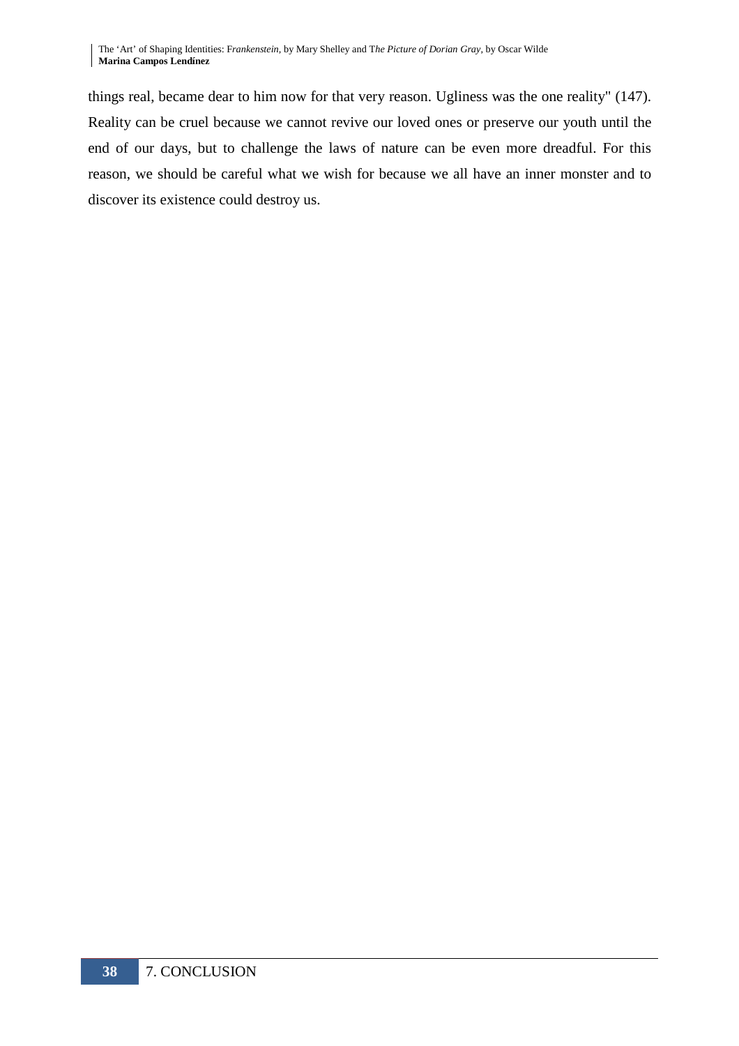things real, became dear to him now for that very reason. Ugliness was the one reality" (147). Reality can be cruel because we cannot revive our loved ones or preserve our youth until the end of our days, but to challenge the laws of nature can be even more dreadful. For this reason, we should be careful what we wish for because we all have an inner monster and to discover its existence could destroy us.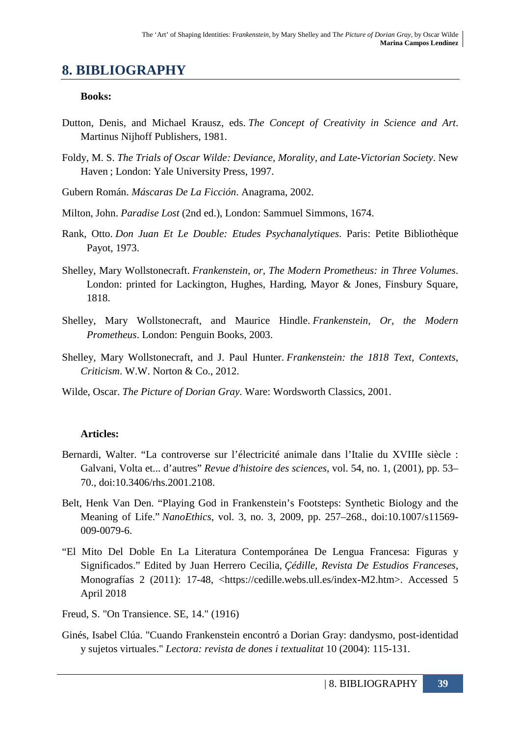## 8. BIBLIOGRAPHY

**Books:**

Dutton, Denis, and Michael Krausz, eds. *The Concept of Creativity in Science and Art*. Martinus Nijhoff Publishers, 1981.

Foldy, M. S. *The Trials of Oscar Wilde: Deviance, Morality, and Late-Victorian Society*. New Haven ; London: Yale University Press, 1997.

Gubern Román. *Máscaras De La Ficción*. Anagrama, 2002.

Milton, John. *Paradise Lost* (2nd ed.), London: Sammuel Simmons, 1674.

Rank, Otto. *Don Juan Et Le Double: Etudes Psychanalytiques*. Paris: Petite Bibliothèque Payot, 1973.

Shelley, Mary Wollstonecraft. *Frankenstein, or, The Modern Prometheus: in Three Volumes*. London: printed for Lackington, Hughes, Harding, Mayor & Jones, Finsbury Square, 1818.

Shelley, Mary Wollstonecraft, and Maurice Hindle. *Frankenstein, Or, the Modern Prometheus*. London: Penguin Books, 2003.

Shelley, Mary Wollstonecraft, and J. Paul Hunter. *Frankenstein: the 1818 Text, Contexts, Criticism*. W.W. Norton & Co., 2012.

Wilde, Oscar. *The Picture of Dorian Gray*. Ware: Wordsworth Classics, 2001.

**Articles:**

Bernardi, Walter. "La controverse sur l'électricité animale dans l'Italie du XVIIIe siècle : Galvani, Volta et... d'autres" *Revue d'histoire des sciences*, vol. 54, no. 1, (2001), pp. 53–70., doi:10.3406/rhs.2001.2108.

Belt, Henk Van Den. "Playing God in Frankenstein's Footsteps: Synthetic Biology and the Meaning of Life." *NanoEthics*, vol. 3, no. 3, 2009, pp. 257–268., doi:10.1007/s11569-009-0079-6.

"El Mito Del Doble En La Literatura Contemporánea De Lengua Francesa: Figuras y Significados." Edited by Juan Herrero Cecilia, *Çédille, Revista De Estudios Franceses*, Monografías 2 (2011): 17-48, <https://cedille.webs.ull.es/index-M2.htm>. Accessed 5 April 2018

Freud, S. "On Transience. SE, 14." (1916)

Ginés, Isabel Clúa. "Cuando Frankenstein encontró a Dorian Gray: dandysmo, post-identidad y sujetos virtuales." *Lectora: revista de dones i textualitat* 10 (2004): 115-131.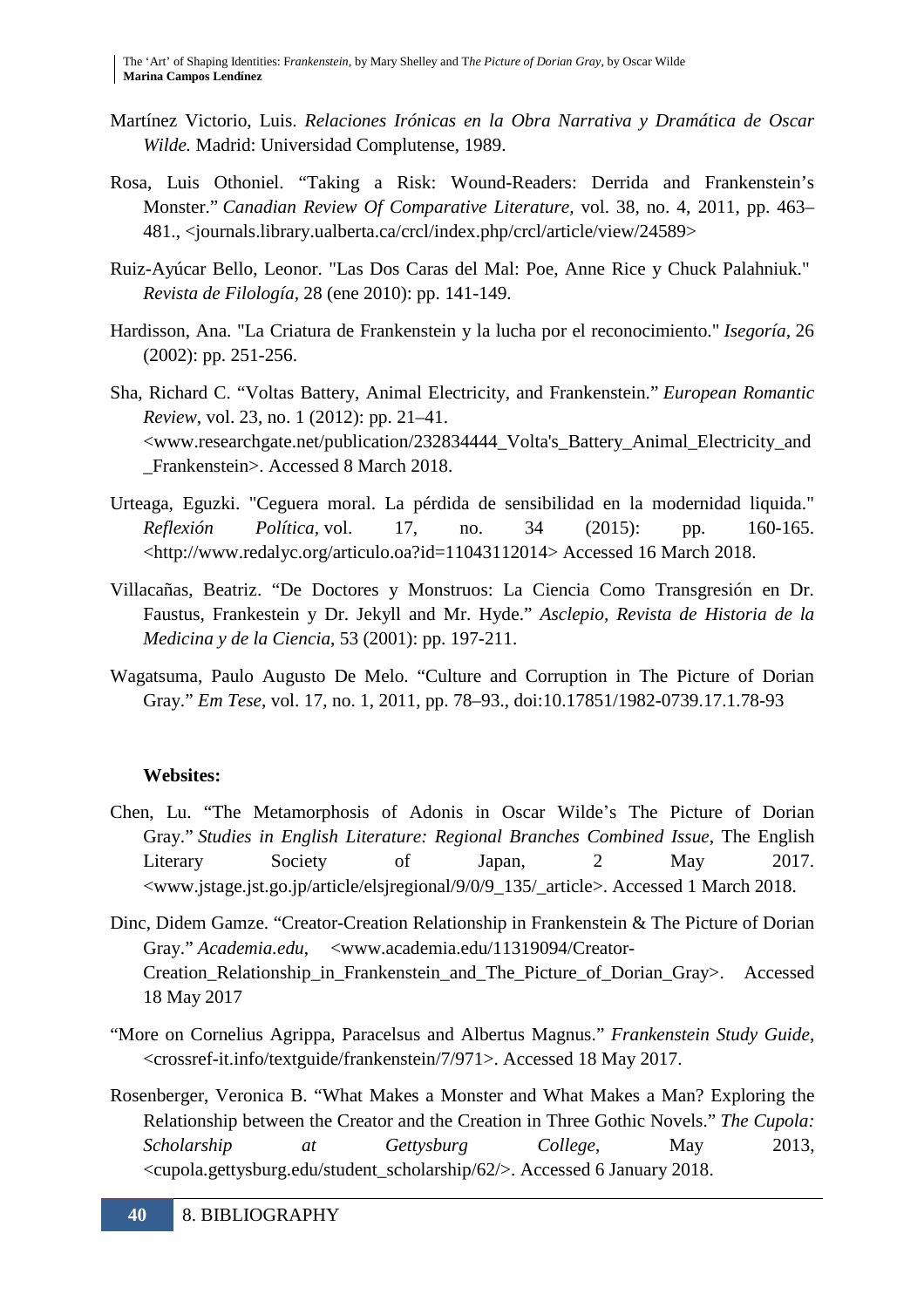Martínez Victorio, Luis. *Relaciones Irónicas en la Obra Narrativa y Dramática de Oscar Wilde.* Madrid: Universidad Complutense, 1989.

Rosa, Luis Othoniel. "Taking a Risk: Wound-Readers: Derrida and Frankenstein's Monster." *Canadian Review Of Comparative Literature*, vol. 38, no. 4, 2011, pp. 463–481., <journals.library.ualberta.ca/crcl/index.php/crcl/article/view/24589>

Ruiz-Ayúcar Bello, Leonor. "Las Dos Caras del Mal: Poe, Anne Rice y Chuck Palahniuk." *Revista de Filología*, 28 (ene 2010): pp. 141-149.

Hardisson, Ana. "La Criatura de Frankenstein y la lucha por el reconocimiento." *Isegoría*, 26 (2002): pp. 251-256.

Sha, Richard C. "Voltas Battery, Animal Electricity, and Frankenstein." *European Romantic Review*, vol. 23, no. 1 (2012): pp. 21–41. <www.researchgate.net/publication/232834444_Volta's_Battery_Animal_Electricity_and_Frankenstein>. Accessed 8 March 2018.

Urteaga, Eguzki. "Ceguera moral. La pérdida de sensibilidad en la modernidad liquida." *Reflexión Política*, vol. 17, no. 34 (2015): pp. 160-165. <http://www.redalyc.org/articulo.oa?id=11043112014> Accessed 16 March 2018.

Villacañas, Beatriz. "De Doctores y Monstruos: La Ciencia Como Transgresión en Dr. Faustus, Frankestein y Dr. Jekyll and Mr. Hyde." *Asclepio, Revista de Historia de la Medicina y de la Ciencia*, 53 (2001): pp. 197-211.

Wagatsuma, Paulo Augusto De Melo. "Culture and Corruption in The Picture of Dorian Gray." *Em Tese*, vol. 17, no. 1, 2011, pp. 78–93., doi:10.17851/1982-0739.17.1.78-93

**Websites:**

Chen, Lu. "The Metamorphosis of Adonis in Oscar Wilde's The Picture of Dorian Gray." *Studies in English Literature: Regional Branches Combined Issue*, The English Literary Society of Japan, 2 May 2017. <www.jstage.jst.go.jp/article/elsjregional/9/0/9_135/_article>. Accessed 1 March 2018.

Dinc, Didem Gamze. "Creator-Creation Relationship in Frankenstein & The Picture of Dorian Gray." *Academia.edu*, <www.academia.edu/11319094/Creator-Creation_Relationship_in_Frankenstein_and_The_Picture_of_Dorian_Gray>. Accessed 18 May 2017

"More on Cornelius Agrippa, Paracelsus and Albertus Magnus." *Frankenstein Study Guide*, <crossref-it.info/textguide/frankenstein/7/971>. Accessed 18 May 2017.

Rosenberger, Veronica B. "What Makes a Monster and What Makes a Man? Exploring the Relationship between the Creator and the Creation in Three Gothic Novels." *The Cupola: Scholarship at Gettysburg College*, May 2013, <cupola.gettysburg.edu/student_scholarship/62/>. Accessed 6 January 2018.